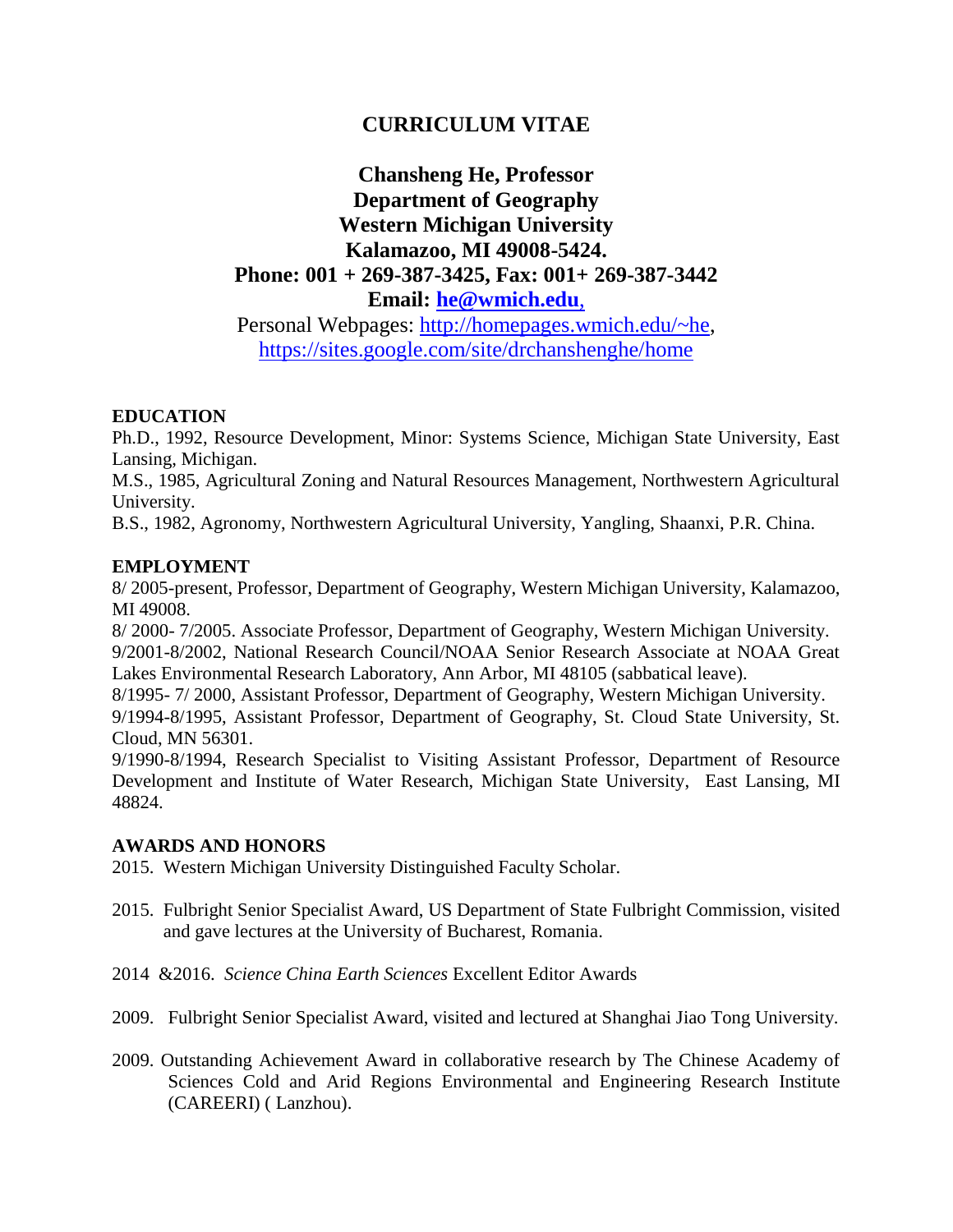# CURRICULUM VITAE

## Chansheng He, Professor
## Department of Geography
## Western Michigan University
## Kalamazoo, MI 49008-5424.
## Phone: 001 + 269-387-3425, Fax: 001+ 269-387-3442
## Email: [he@wmich.edu](mailto:he@wmich.edu),

Personal Webpages: [http://homepages.wmich.edu/~he](http://homepages.wmich.edu/~he), [https://sites.google.com/site/drchanshenghe/home](https://sites.google.com/site/drchanshenghe/home)

**EDUCATION**

Ph.D., 1992, Resource Development, Minor: Systems Science, Michigan State University, East Lansing, Michigan.

M.S., 1985, Agricultural Zoning and Natural Resources Management, Northwestern Agricultural University.

B.S., 1982, Agronomy, Northwestern Agricultural University, Yangling, Shaanxi, P.R. China.

**EMPLOYMENT**

8/ 2005-present, Professor, Department of Geography, Western Michigan University, Kalamazoo, MI 49008.

8/ 2000- 7/2005. Associate Professor, Department of Geography, Western Michigan University.

9/2001-8/2002, National Research Council/NOAA Senior Research Associate at NOAA Great Lakes Environmental Research Laboratory, Ann Arbor, MI 48105 (sabbatical leave).

8/1995- 7/ 2000, Assistant Professor, Department of Geography, Western Michigan University.

9/1994-8/1995, Assistant Professor, Department of Geography, St. Cloud State University, St. Cloud, MN 56301.

9/1990-8/1994, Research Specialist to Visiting Assistant Professor, Department of Resource Development and Institute of Water Research, Michigan State University, East Lansing, MI 48824.

**AWARDS AND HONORS**

2015. Western Michigan University Distinguished Faculty Scholar.

2015. Fulbright Senior Specialist Award, US Department of State Fulbright Commission, visited and gave lectures at the University of Bucharest, Romania.

2014 &2016. *Science China Earth Sciences* Excellent Editor Awards

2009. Fulbright Senior Specialist Award, visited and lectured at Shanghai Jiao Tong University.

2009. Outstanding Achievement Award in collaborative research by The Chinese Academy of Sciences Cold and Arid Regions Environmental and Engineering Research Institute (CAREERI) ( Lanzhou).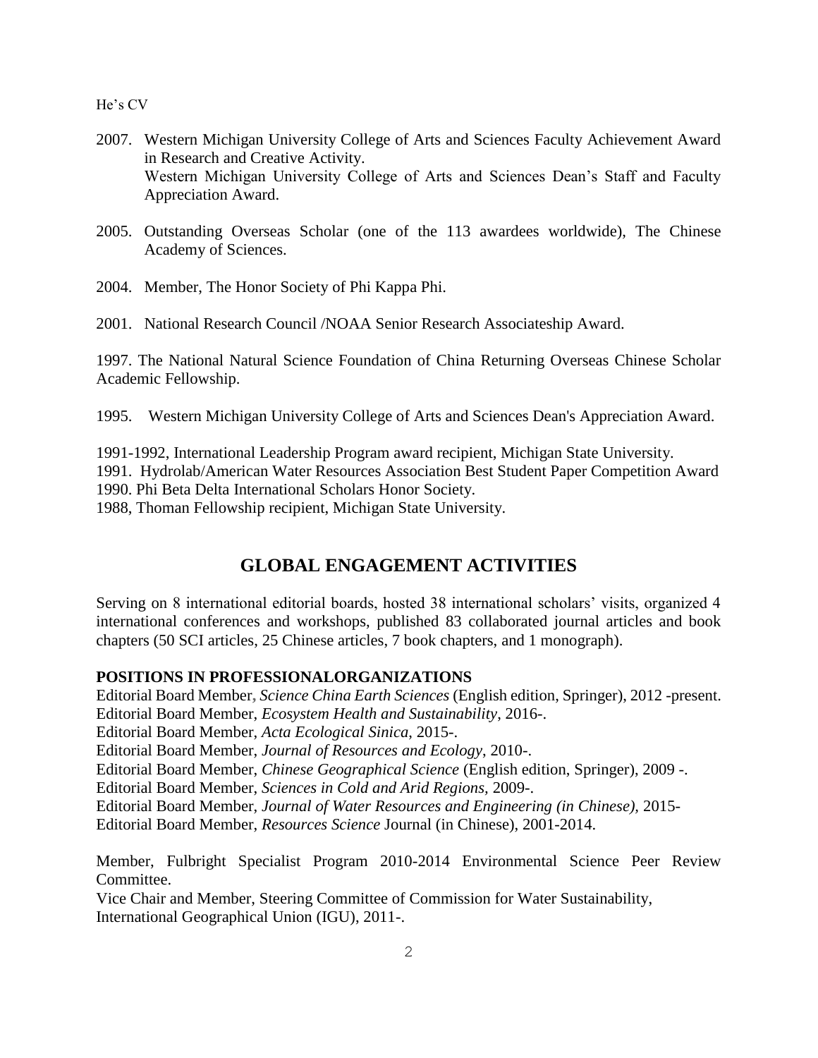2007. Western Michigan University College of Arts and Sciences Faculty Achievement Award in Research and Creative Activity.
Western Michigan University College of Arts and Sciences Dean's Staff and Faculty Appreciation Award.

2005. Outstanding Overseas Scholar (one of the 113 awardees worldwide), The Chinese Academy of Sciences.

2004. Member, The Honor Society of Phi Kappa Phi.

2001. National Research Council /NOAA Senior Research Associateship Award.

1997. The National Natural Science Foundation of China Returning Overseas Chinese Scholar Academic Fellowship.

1995. Western Michigan University College of Arts and Sciences Dean's Appreciation Award.

1991-1992, International Leadership Program award recipient, Michigan State University.
1991. Hydrolab/American Water Resources Association Best Student Paper Competition Award
1990. Phi Beta Delta International Scholars Honor Society.
1988, Thoman Fellowship recipient, Michigan State University.

## GLOBAL ENGAGEMENT ACTIVITIES

Serving on 8 international editorial boards, hosted 38 international scholars' visits, organized 4 international conferences and workshops, published 83 collaborated journal articles and book chapters (50 SCI articles, 25 Chinese articles, 7 book chapters, and 1 monograph).

### POSITIONS IN PROFESSIONALORGANIZATIONS

Editorial Board Member, *Science China Earth Sciences* (English edition, Springer), 2012 -present.
Editorial Board Member, *Ecosystem Health and Sustainability*, 2016-.
Editorial Board Member, *Acta Ecological Sinica*, 2015-.
Editorial Board Member, *Journal of Resources and Ecology*, 2010-.
Editorial Board Member, *Chinese Geographical Science* (English edition, Springer), 2009 -.
Editorial Board Member, *Sciences in Cold and Arid Regions*, 2009-.
Editorial Board Member, *Journal of Water Resources and Engineering (in Chinese)*, 2015-
Editorial Board Member, *Resources Science* Journal (in Chinese), 2001-2014.

Member, Fulbright Specialist Program 2010-2014 Environmental Science Peer Review Committee.
Vice Chair and Member, Steering Committee of Commission for Water Sustainability, International Geographical Union (IGU), 2011-.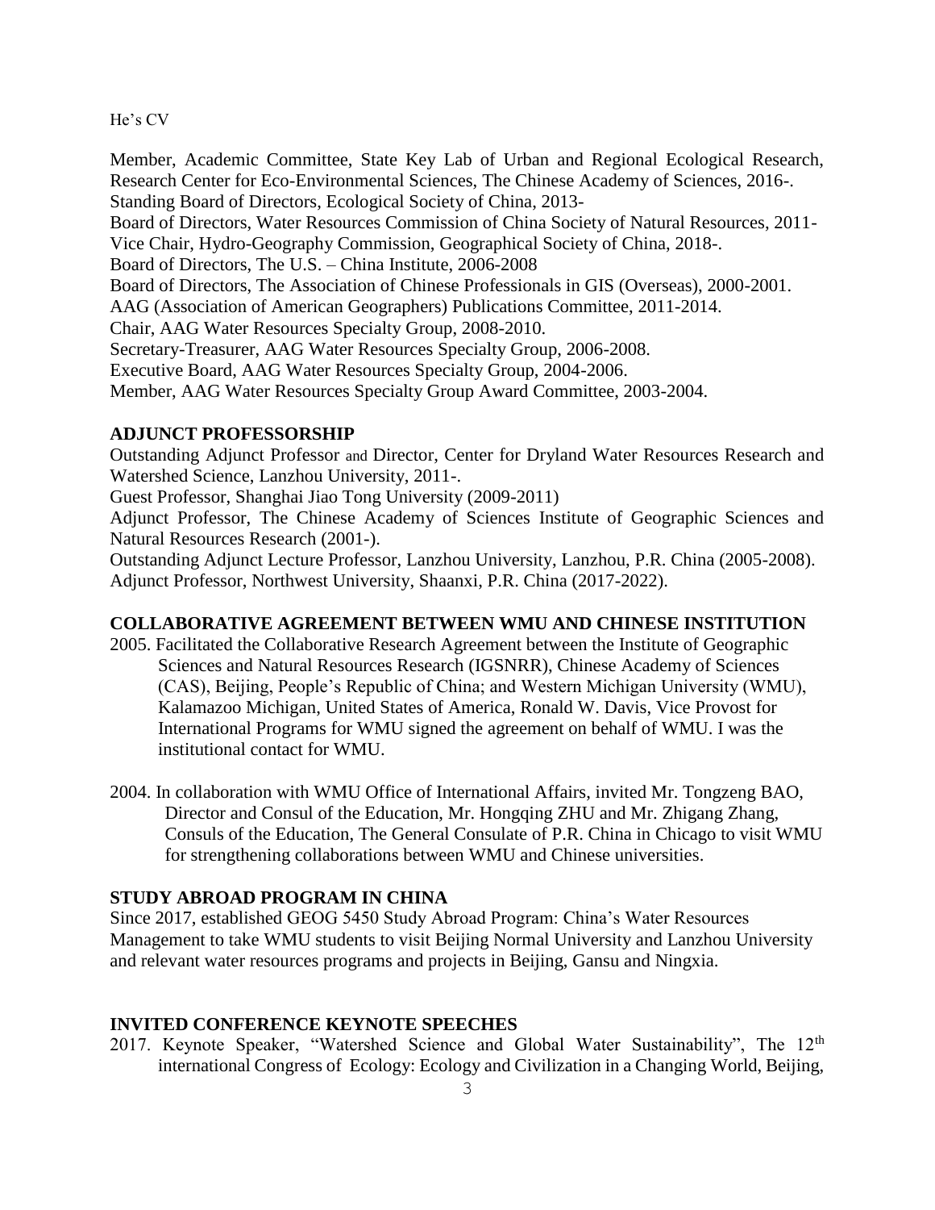Member, Academic Committee, State Key Lab of Urban and Regional Ecological Research, Research Center for Eco-Environmental Sciences, The Chinese Academy of Sciences, 2016-.
Standing Board of Directors, Ecological Society of China, 2013-
Board of Directors, Water Resources Commission of China Society of Natural Resources, 2011-
Vice Chair, Hydro-Geography Commission, Geographical Society of China, 2018-.
Board of Directors, The U.S. – China Institute, 2006-2008
Board of Directors, The Association of Chinese Professionals in GIS (Overseas), 2000-2001.
AAG (Association of American Geographers) Publications Committee, 2011-2014.
Chair, AAG Water Resources Specialty Group, 2008-2010.
Secretary-Treasurer, AAG Water Resources Specialty Group, 2006-2008.
Executive Board, AAG Water Resources Specialty Group, 2004-2006.
Member, AAG Water Resources Specialty Group Award Committee, 2003-2004.

## ADJUNCT PROFESSORSHIP

Outstanding Adjunct Professor and Director, Center for Dryland Water Resources Research and Watershed Science, Lanzhou University, 2011-.
Guest Professor, Shanghai Jiao Tong University (2009-2011)
Adjunct Professor, The Chinese Academy of Sciences Institute of Geographic Sciences and Natural Resources Research (2001-).
Outstanding Adjunct Lecture Professor, Lanzhou University, Lanzhou, P.R. China (2005-2008).
Adjunct Professor, Northwest University, Shaanxi, P.R. China (2017-2022).

## COLLABORATIVE AGREEMENT BETWEEN WMU AND CHINESE INSTITUTION

2005. Facilitated the Collaborative Research Agreement between the Institute of Geographic Sciences and Natural Resources Research (IGSNRR), Chinese Academy of Sciences (CAS), Beijing, People's Republic of China; and Western Michigan University (WMU), Kalamazoo Michigan, United States of America, Ronald W. Davis, Vice Provost for International Programs for WMU signed the agreement on behalf of WMU. I was the institutional contact for WMU.

2004. In collaboration with WMU Office of International Affairs, invited Mr. Tongzeng BAO, Director and Consul of the Education, Mr. Hongqing ZHU and Mr. Zhigang Zhang, Consuls of the Education, The General Consulate of P.R. China in Chicago to visit WMU for strengthening collaborations between WMU and Chinese universities.

## STUDY ABROAD PROGRAM IN CHINA

Since 2017, established GEOG 5450 Study Abroad Program: China's Water Resources Management to take WMU students to visit Beijing Normal University and Lanzhou University and relevant water resources programs and projects in Beijing, Gansu and Ningxia.

## INVITED CONFERENCE KEYNOTE SPEECHES

2017. Keynote Speaker, "Watershed Science and Global Water Sustainability", The 12th international Congress of Ecology: Ecology and Civilization in a Changing World, Beijing,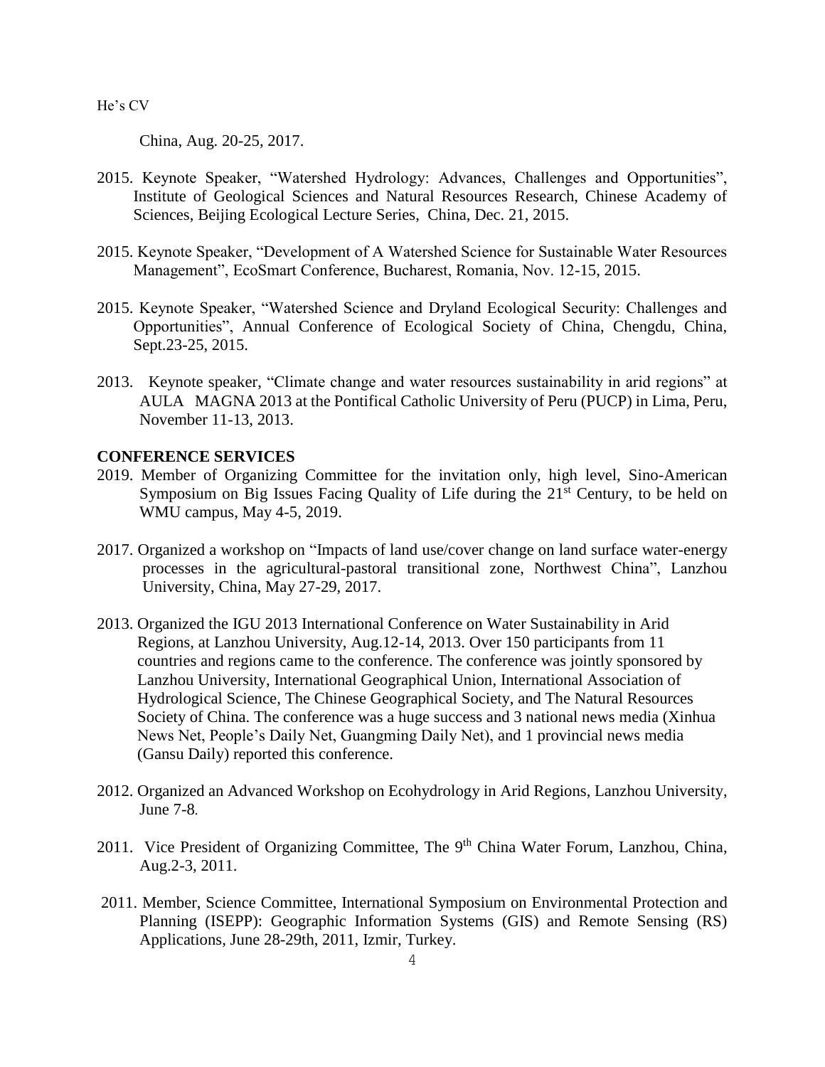China, Aug. 20-25, 2017.

2015. Keynote Speaker, "Watershed Hydrology: Advances, Challenges and Opportunities", Institute of Geological Sciences and Natural Resources Research, Chinese Academy of Sciences, Beijing Ecological Lecture Series, China, Dec. 21, 2015.

2015. Keynote Speaker, "Development of A Watershed Science for Sustainable Water Resources Management", EcoSmart Conference, Bucharest, Romania, Nov. 12-15, 2015.

2015. Keynote Speaker, "Watershed Science and Dryland Ecological Security: Challenges and Opportunities", Annual Conference of Ecological Society of China, Chengdu, China, Sept.23-25, 2015.

2013. Keynote speaker, "Climate change and water resources sustainability in arid regions" at AULA MAGNA 2013 at the Pontifical Catholic University of Peru (PUCP) in Lima, Peru, November 11-13, 2013.

**CONFERENCE SERVICES**

2019. Member of Organizing Committee for the invitation only, high level, Sino-American Symposium on Big Issues Facing Quality of Life during the 21st Century, to be held on WMU campus, May 4-5, 2019.

2017. Organized a workshop on "Impacts of land use/cover change on land surface water-energy processes in the agricultural-pastoral transitional zone, Northwest China", Lanzhou University, China, May 27-29, 2017.

2013. Organized the IGU 2013 International Conference on Water Sustainability in Arid Regions, at Lanzhou University, Aug.12-14, 2013. Over 150 participants from 11 countries and regions came to the conference. The conference was jointly sponsored by Lanzhou University, International Geographical Union, International Association of Hydrological Science, The Chinese Geographical Society, and The Natural Resources Society of China. The conference was a huge success and 3 national news media (Xinhua News Net, People's Daily Net, Guangming Daily Net), and 1 provincial news media (Gansu Daily) reported this conference.

2012. Organized an Advanced Workshop on Ecohydrology in Arid Regions, Lanzhou University, June 7-8.

2011. Vice President of Organizing Committee, The 9th China Water Forum, Lanzhou, China, Aug.2-3, 2011.

2011. Member, Science Committee, International Symposium on Environmental Protection and Planning (ISEPP): Geographic Information Systems (GIS) and Remote Sensing (RS) Applications, June 28-29th, 2011, Izmir, Turkey.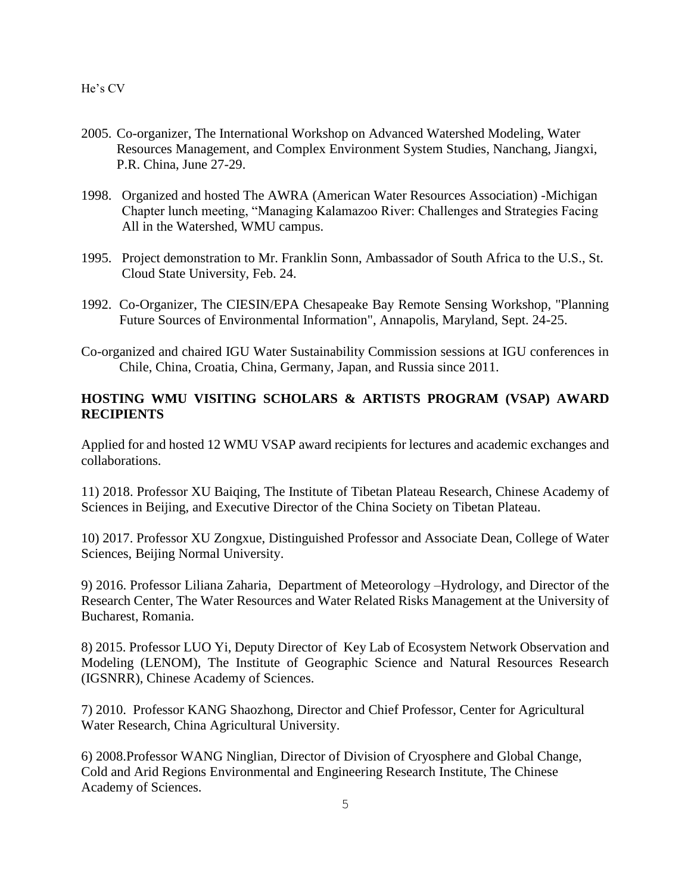2005. Co-organizer, The International Workshop on Advanced Watershed Modeling, Water Resources Management, and Complex Environment System Studies, Nanchang, Jiangxi, P.R. China, June 27-29.

1998. Organized and hosted The AWRA (American Water Resources Association) -Michigan Chapter lunch meeting, "Managing Kalamazoo River: Challenges and Strategies Facing All in the Watershed, WMU campus.

1995. Project demonstration to Mr. Franklin Sonn, Ambassador of South Africa to the U.S., St. Cloud State University, Feb. 24.

1992. Co-Organizer, The CIESIN/EPA Chesapeake Bay Remote Sensing Workshop, "Planning Future Sources of Environmental Information", Annapolis, Maryland, Sept. 24-25.

Co-organized and chaired IGU Water Sustainability Commission sessions at IGU conferences in Chile, China, Croatia, China, Germany, Japan, and Russia since 2011.

**HOSTING WMU VISITING SCHOLARS & ARTISTS PROGRAM (VSAP) AWARD RECIPIENTS**

Applied for and hosted 12 WMU VSAP award recipients for lectures and academic exchanges and collaborations.

11) 2018. Professor XU Baiqing, The Institute of Tibetan Plateau Research, Chinese Academy of Sciences in Beijing, and Executive Director of the China Society on Tibetan Plateau.

10) 2017. Professor XU Zongxue, Distinguished Professor and Associate Dean, College of Water Sciences, Beijing Normal University.

9) 2016. Professor Liliana Zaharia, Department of Meteorology –Hydrology, and Director of the Research Center, The Water Resources and Water Related Risks Management at the University of Bucharest, Romania.

8) 2015. Professor LUO Yi, Deputy Director of Key Lab of Ecosystem Network Observation and Modeling (LENOM), The Institute of Geographic Science and Natural Resources Research (IGSNRR), Chinese Academy of Sciences.

7) 2010. Professor KANG Shaozhong, Director and Chief Professor, Center for Agricultural Water Research, China Agricultural University.

6) 2008.Professor WANG Ninglian, Director of Division of Cryosphere and Global Change, Cold and Arid Regions Environmental and Engineering Research Institute, The Chinese Academy of Sciences.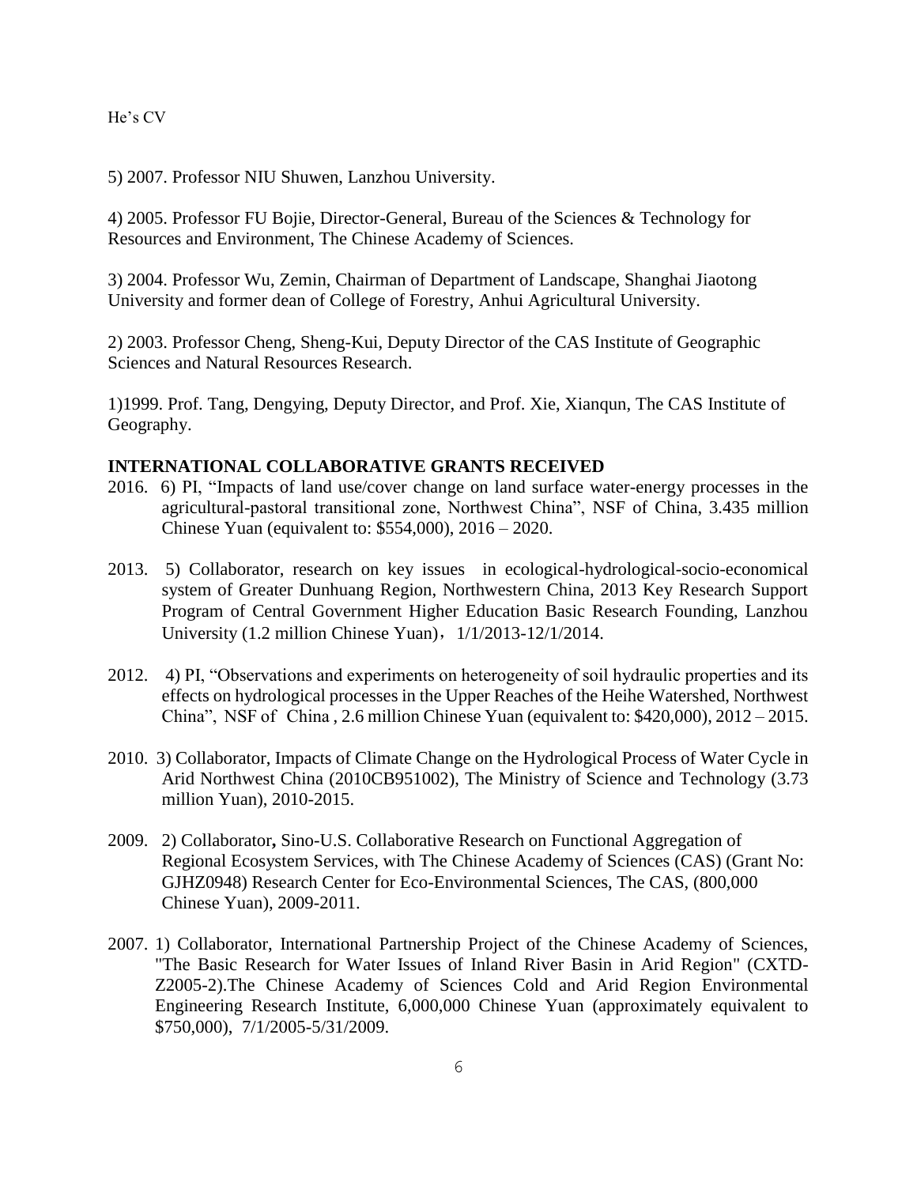5) 2007. Professor NIU Shuwen, Lanzhou University.

4) 2005. Professor FU Bojie, Director-General, Bureau of the Sciences & Technology for Resources and Environment, The Chinese Academy of Sciences.

3) 2004. Professor Wu, Zemin, Chairman of Department of Landscape, Shanghai Jiaotong University and former dean of College of Forestry, Anhui Agricultural University.

2) 2003. Professor Cheng, Sheng-Kui, Deputy Director of the CAS Institute of Geographic Sciences and Natural Resources Research.

1)1999. Prof. Tang, Dengying, Deputy Director, and Prof. Xie, Xianqun, The CAS Institute of Geography.

**INTERNATIONAL COLLABORATIVE GRANTS RECEIVED**

2016. 6) PI, "Impacts of land use/cover change on land surface water-energy processes in the agricultural-pastoral transitional zone, Northwest China", NSF of China, 3.435 million Chinese Yuan (equivalent to: $554,000), 2016 – 2020.

2013. 5) Collaborator, research on key issues in ecological-hydrological-socio-economical system of Greater Dunhuang Region, Northwestern China, 2013 Key Research Support Program of Central Government Higher Education Basic Research Founding, Lanzhou University (1.2 million Chinese Yuan)，1/1/2013-12/1/2014.

2012. 4) PI, "Observations and experiments on heterogeneity of soil hydraulic properties and its effects on hydrological processes in the Upper Reaches of the Heihe Watershed, Northwest China", NSF of China , 2.6 million Chinese Yuan (equivalent to: $420,000), 2012 – 2015.

2010. 3) Collaborator, Impacts of Climate Change on the Hydrological Process of Water Cycle in Arid Northwest China (2010CB951002), The Ministry of Science and Technology (3.73 million Yuan), 2010-2015.

2009. 2) Collaborator**,** Sino-U.S. Collaborative Research on Functional Aggregation of Regional Ecosystem Services, with The Chinese Academy of Sciences (CAS) (Grant No: GJHZ0948) Research Center for Eco-Environmental Sciences, The CAS, (800,000 Chinese Yuan), 2009-2011.

2007. 1) Collaborator, International Partnership Project of the Chinese Academy of Sciences, "The Basic Research for Water Issues of Inland River Basin in Arid Region" (CXTD-Z2005-2).The Chinese Academy of Sciences Cold and Arid Region Environmental Engineering Research Institute, 6,000,000 Chinese Yuan (approximately equivalent to $750,000), 7/1/2005-5/31/2009.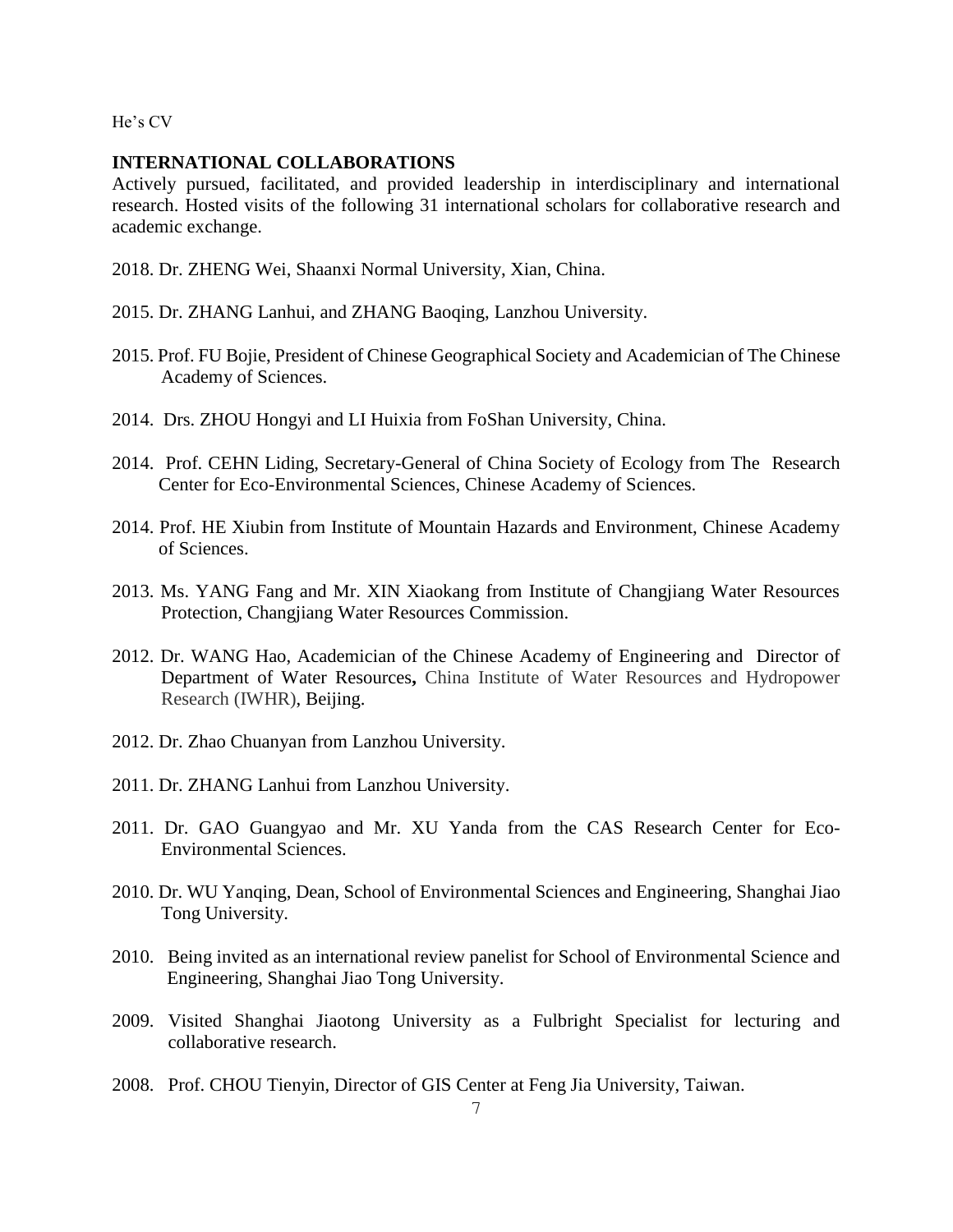## INTERNATIONAL COLLABORATIONS

Actively pursued, facilitated, and provided leadership in interdisciplinary and international research. Hosted visits of the following 31 international scholars for collaborative research and academic exchange.

2018. Dr. ZHENG Wei, Shaanxi Normal University, Xian, China.

2015. Dr. ZHANG Lanhui, and ZHANG Baoqing, Lanzhou University.

2015. Prof. FU Bojie, President of Chinese Geographical Society and Academician of The Chinese Academy of Sciences.

2014. Drs. ZHOU Hongyi and LI Huixia from FoShan University, China.

2014. Prof. CEHN Liding, Secretary-General of China Society of Ecology from The Research Center for Eco-Environmental Sciences, Chinese Academy of Sciences.

2014. Prof. HE Xiubin from Institute of Mountain Hazards and Environment, Chinese Academy of Sciences.

2013. Ms. YANG Fang and Mr. XIN Xiaokang from Institute of Changjiang Water Resources Protection, Changjiang Water Resources Commission.

2012. Dr. WANG Hao, Academician of the Chinese Academy of Engineering and Director of Department of Water Resources**,** China Institute of Water Resources and Hydropower Research (IWHR), Beijing.

2012. Dr. Zhao Chuanyan from Lanzhou University.

2011. Dr. ZHANG Lanhui from Lanzhou University.

2011. Dr. GAO Guangyao and Mr. XU Yanda from the CAS Research Center for Eco-Environmental Sciences.

2010. Dr. WU Yanqing, Dean, School of Environmental Sciences and Engineering, Shanghai Jiao Tong University.

2010. Being invited as an international review panelist for School of Environmental Science and Engineering, Shanghai Jiao Tong University.

2009. Visited Shanghai Jiaotong University as a Fulbright Specialist for lecturing and collaborative research.

2008. Prof. CHOU Tienyin, Director of GIS Center at Feng Jia University, Taiwan.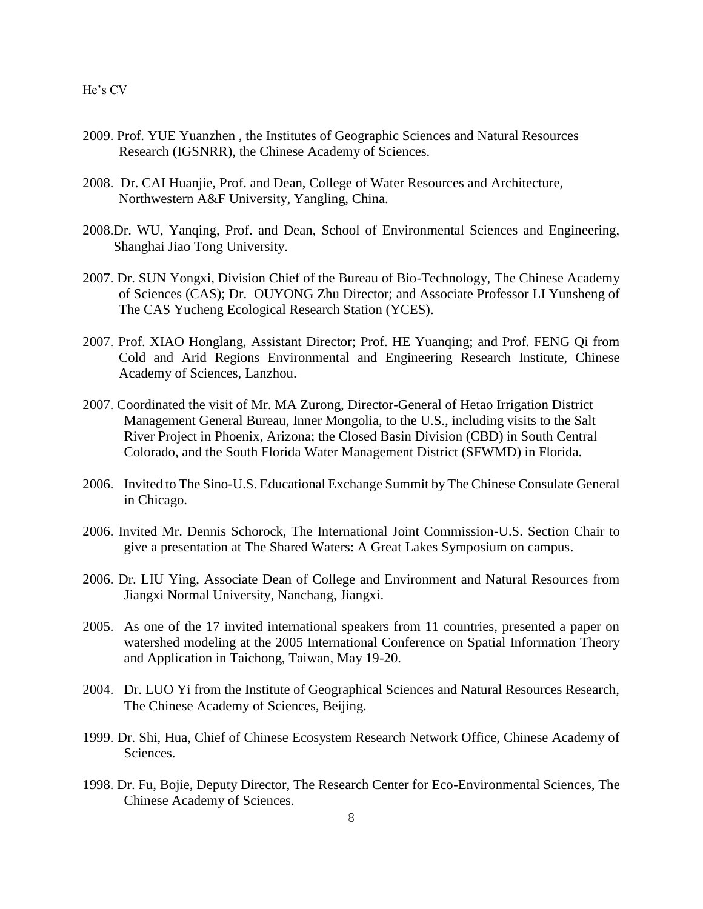2009. Prof. YUE Yuanzhen , the Institutes of Geographic Sciences and Natural Resources Research (IGSNRR), the Chinese Academy of Sciences.

2008. Dr. CAI Huanjie, Prof. and Dean, College of Water Resources and Architecture, Northwestern A&F University, Yangling, China.

2008.Dr. WU, Yanqing, Prof. and Dean, School of Environmental Sciences and Engineering, Shanghai Jiao Tong University.

2007. Dr. SUN Yongxi, Division Chief of the Bureau of Bio-Technology, The Chinese Academy of Sciences (CAS); Dr. OUYONG Zhu Director; and Associate Professor LI Yunsheng of The CAS Yucheng Ecological Research Station (YCES).

2007. Prof. XIAO Honglang, Assistant Director; Prof. HE Yuanqing; and Prof. FENG Qi from Cold and Arid Regions Environmental and Engineering Research Institute, Chinese Academy of Sciences, Lanzhou.

2007. Coordinated the visit of Mr. MA Zurong, Director-General of Hetao Irrigation District Management General Bureau, Inner Mongolia, to the U.S., including visits to the Salt River Project in Phoenix, Arizona; the Closed Basin Division (CBD) in South Central Colorado, and the South Florida Water Management District (SFWMD) in Florida.

2006. Invited to The Sino-U.S. Educational Exchange Summit by The Chinese Consulate General in Chicago.

2006. Invited Mr. Dennis Schorock, The International Joint Commission-U.S. Section Chair to give a presentation at The Shared Waters: A Great Lakes Symposium on campus.

2006. Dr. LIU Ying, Associate Dean of College and Environment and Natural Resources from Jiangxi Normal University, Nanchang, Jiangxi.

2005. As one of the 17 invited international speakers from 11 countries, presented a paper on watershed modeling at the 2005 International Conference on Spatial Information Theory and Application in Taichong, Taiwan, May 19-20.

2004. Dr. LUO Yi from the Institute of Geographical Sciences and Natural Resources Research, The Chinese Academy of Sciences, Beijing.

1999. Dr. Shi, Hua, Chief of Chinese Ecosystem Research Network Office, Chinese Academy of Sciences.

1998. Dr. Fu, Bojie, Deputy Director, The Research Center for Eco-Environmental Sciences, The Chinese Academy of Sciences.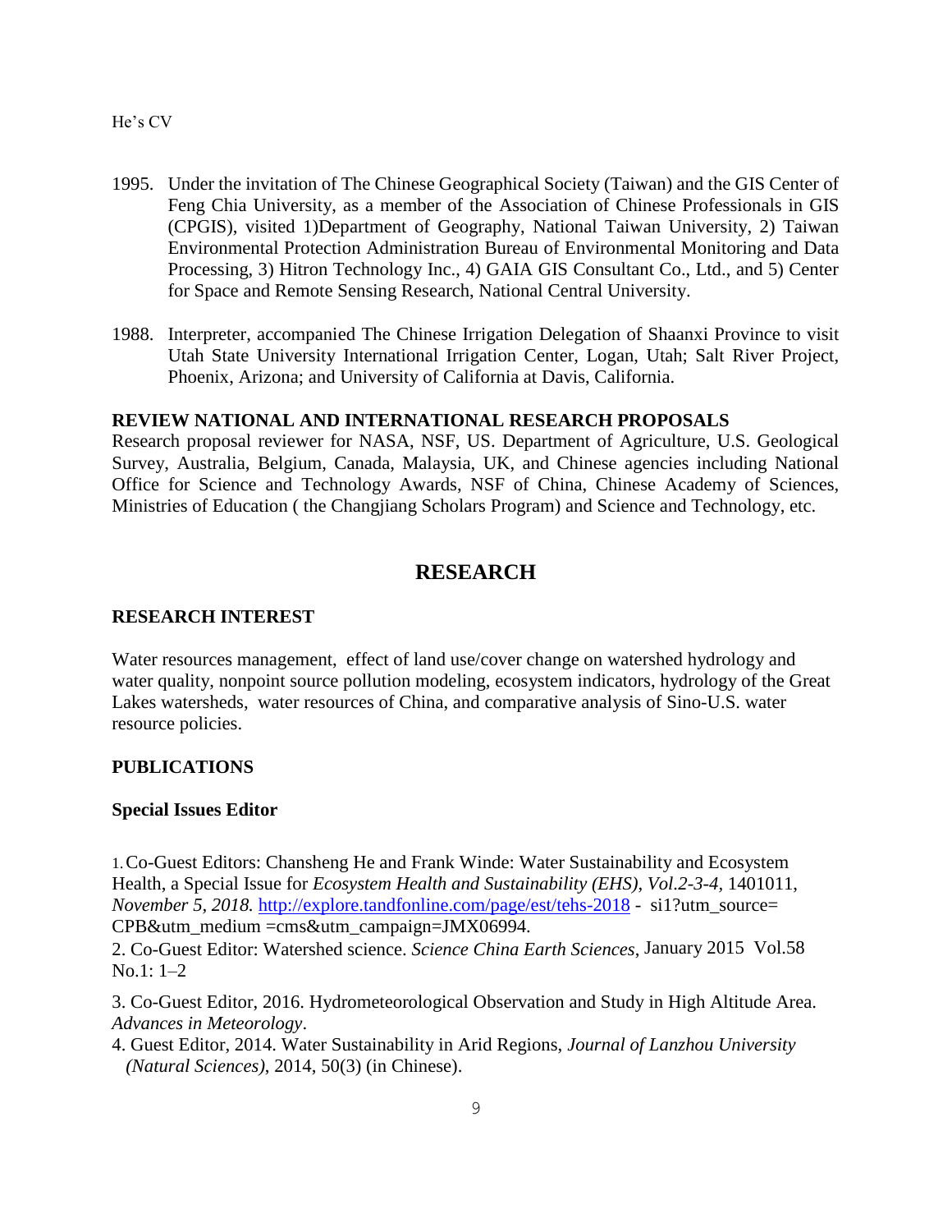1995. Under the invitation of The Chinese Geographical Society (Taiwan) and the GIS Center of Feng Chia University, as a member of the Association of Chinese Professionals in GIS (CPGIS), visited 1)Department of Geography, National Taiwan University, 2) Taiwan Environmental Protection Administration Bureau of Environmental Monitoring and Data Processing, 3) Hitron Technology Inc., 4) GAIA GIS Consultant Co., Ltd., and 5) Center for Space and Remote Sensing Research, National Central University.

1988. Interpreter, accompanied The Chinese Irrigation Delegation of Shaanxi Province to visit Utah State University International Irrigation Center, Logan, Utah; Salt River Project, Phoenix, Arizona; and University of California at Davis, California.

**REVIEW NATIONAL AND INTERNATIONAL RESEARCH PROPOSALS**

Research proposal reviewer for NASA, NSF, US. Department of Agriculture, U.S. Geological Survey, Australia, Belgium, Canada, Malaysia, UK, and Chinese agencies including National Office for Science and Technology Awards, NSF of China, Chinese Academy of Sciences, Ministries of Education ( the Changjiang Scholars Program) and Science and Technology, etc.

## RESEARCH

### RESEARCH INTEREST

Water resources management, effect of land use/cover change on watershed hydrology and water quality, nonpoint source pollution modeling, ecosystem indicators, hydrology of the Great Lakes watersheds, water resources of China, and comparative analysis of Sino-U.S. water resource policies.

### PUBLICATIONS

#### Special Issues Editor

1. Co-Guest Editors: Chansheng He and Frank Winde: Water Sustainability and Ecosystem Health, a Special Issue for *Ecosystem Health and Sustainability (EHS), Vol.2-3-4,* 1401011, *November 5, 2018.* http://explore.tandfonline.com/page/est/tehs-2018 - si1?utm_source= CPB&utm_medium =cms&utm_campaign=JMX06994.
2. Co-Guest Editor: Watershed science. *Science China Earth Sciences*, January 2015 Vol.58 No.1: 1–2
3. Co-Guest Editor, 2016. Hydrometeorological Observation and Study in High Altitude Area. *Advances in Meteorology*.
4. Guest Editor, 2014. Water Sustainability in Arid Regions, *Journal of Lanzhou University (Natural Sciences)*, 2014, 50(3) (in Chinese).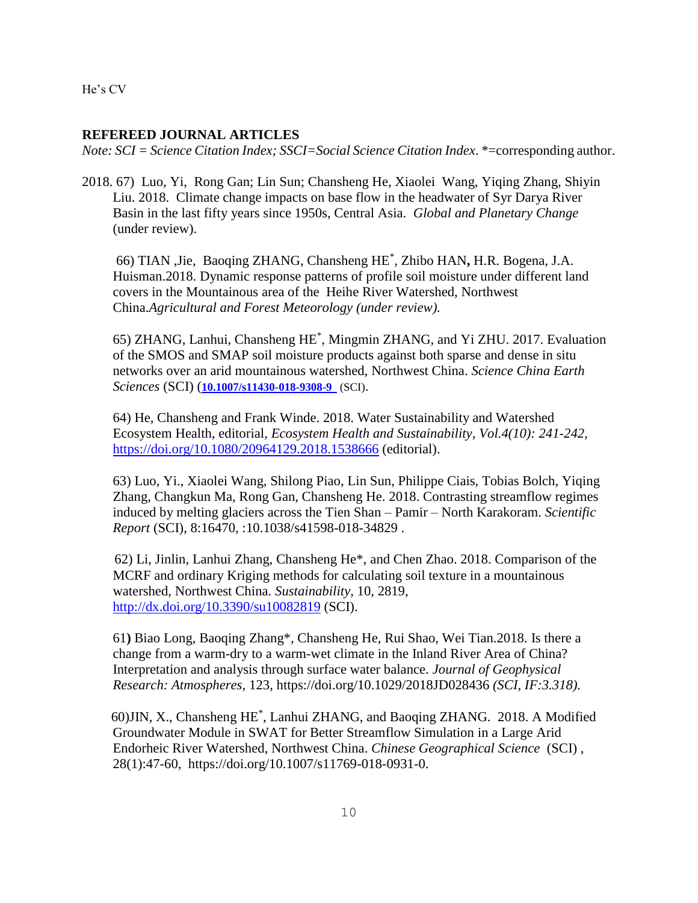## REFEREED JOURNAL ARTICLES

*Note: SCI = Science Citation Index; SSCI=Social Science Citation Index*. *=corresponding author.

2018. 67) Luo, Yi, Rong Gan; Lin Sun; Chansheng He, Xiaolei Wang, Yiqing Zhang, Shiyin Liu. 2018. Climate change impacts on base flow in the headwater of Syr Darya River Basin in the last fifty years since 1950s, Central Asia. *Global and Planetary Change* (under review).

66) TIAN ,Jie, Baoqing ZHANG, Chansheng HE*, Zhibo HAN**,** H.R. Bogena, J.A. Huisman.2018. Dynamic response patterns of profile soil moisture under different land covers in the Mountainous area of the Heihe River Watershed, Northwest China.*Agricultural and Forest Meteorology (under review).*

65) ZHANG, Lanhui, Chansheng HE*, Mingmin ZHANG, and Yi ZHU. 2017. Evaluation of the SMOS and SMAP soil moisture products against both sparse and dense in situ networks over an arid mountainous watershed, Northwest China. *Science China Earth Sciences* (SCI) (**10.1007/s11430-018-9308-9** (SCI).

64) He, Chansheng and Frank Winde. 2018. Water Sustainability and Watershed Ecosystem Health, editorial, *Ecosystem Health and Sustainability, Vol.4(10): 241-242,* https://doi.org/10.1080/20964129.2018.1538666 (editorial).

63) Luo, Yi., Xiaolei Wang, Shilong Piao, Lin Sun, Philippe Ciais, Tobias Bolch, Yiqing Zhang, Changkun Ma, Rong Gan, Chansheng He. 2018. Contrasting streamflow regimes induced by melting glaciers across the Tien Shan – Pamir – North Karakoram. *Scientific Report* (SCI), 8:16470, :10.1038/s41598-018-34829 .

62) Li, Jinlin, Lanhui Zhang, Chansheng He*, and Chen Zhao. 2018. Comparison of the MCRF and ordinary Kriging methods for calculating soil texture in a mountainous watershed, Northwest China. *Sustainability*, 10, 2819, http://dx.doi.org/10.3390/su10082819 (SCI).

61**)** Biao Long, Baoqing Zhang*, Chansheng He, Rui Shao, Wei Tian.2018. Is there a change from a warm-dry to a warm-wet climate in the Inland River Area of China? Interpretation and analysis through surface water balance. *Journal of Geophysical Research: Atmospheres,* 123, https://doi.org/10.1029/2018JD028436 *(SCI, IF:3.318).*

60)JIN, X., Chansheng HE*, Lanhui ZHANG, and Baoqing ZHANG. 2018. A Modified Groundwater Module in SWAT for Better Streamflow Simulation in a Large Arid Endorheic River Watershed, Northwest China. *Chinese Geographical Science* (SCI) , 28(1):47-60, https://doi.org/10.1007/s11769-018-0931-0.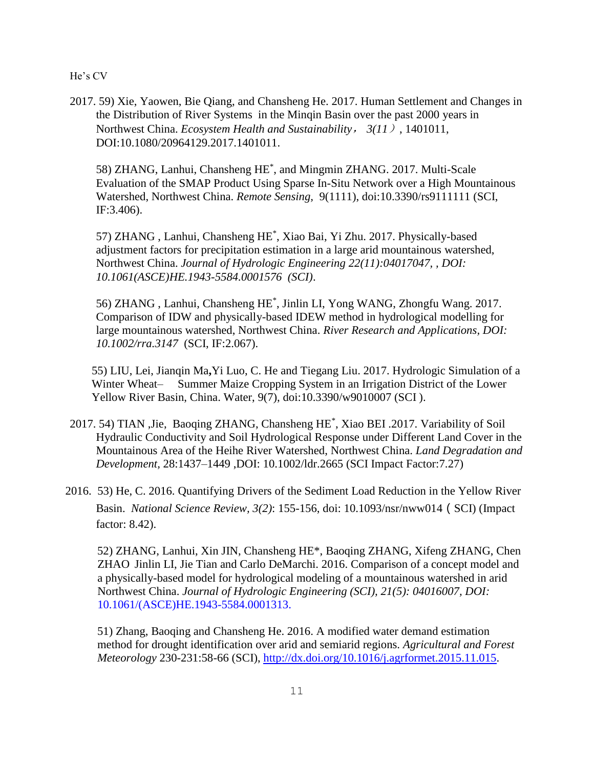2017. 59) Xie, Yaowen, Bie Qiang, and Chansheng He. 2017. Human Settlement and Changes in the Distribution of River Systems in the Minqin Basin over the past 2000 years in Northwest China. *Ecosystem Health and Sustainability，3(11）*, 1401011, DOI:10.1080/20964129.2017.1401011.

58) ZHANG, Lanhui, Chansheng HE*, and Mingmin ZHANG. 2017. Multi-Scale Evaluation of the SMAP Product Using Sparse In-Situ Network over a High Mountainous Watershed, Northwest China. *Remote Sensing*, 9(1111), doi:10.3390/rs9111111 (SCI, IF:3.406).

57) ZHANG , Lanhui, Chansheng HE*, Xiao Bai, Yi Zhu. 2017. Physically-based adjustment factors for precipitation estimation in a large arid mountainous watershed, Northwest China. *Journal of Hydrologic Engineering 22(11):04017047, , DOI: 10.1061(ASCE)HE.1943-5584.0001576 (SCI)*.

56) ZHANG , Lanhui, Chansheng HE*, Jinlin LI, Yong WANG, Zhongfu Wang. 2017. Comparison of IDW and physically-based IDEW method in hydrological modelling for large mountainous watershed, Northwest China. *River Research and Applications, DOI: 10.1002/rra.3147* (SCI, IF:2.067).

55) LIU, Lei, Jianqin Ma**,**Yi Luo, C. He and Tiegang Liu. 2017. Hydrologic Simulation of a Winter Wheat– Summer Maize Cropping System in an Irrigation District of the Lower Yellow River Basin, China. Water, 9(7), doi:10.3390/w9010007 (SCI ).

2017. 54) TIAN ,Jie, Baoqing ZHANG, Chansheng HE*, Xiao BEI .2017. Variability of Soil Hydraulic Conductivity and Soil Hydrological Response under Different Land Cover in the Mountainous Area of the Heihe River Watershed, Northwest China. *Land Degradation and Development*, 28:1437–1449 ,DOI: 10.1002/ldr.2665 (SCI Impact Factor:7.27)

2016. 53) He, C. 2016. Quantifying Drivers of the Sediment Load Reduction in the Yellow River Basin. *National Science Review, 3(2)*: 155-156, doi: 10.1093/nsr/nww014（SCI) (Impact factor: 8.42).

52) ZHANG, Lanhui, Xin JIN, Chansheng HE*, Baoqing ZHANG, Xifeng ZHANG, Chen ZHAO Jinlin LI, Jie Tian and Carlo DeMarchi. 2016. Comparison of a concept model and a physically-based model for hydrological modeling of a mountainous watershed in arid Northwest China. *Journal of Hydrologic Engineering (SCI), 21(5): 04016007, DOI:* 10.1061/(ASCE)HE.1943-5584.0001313.

51) Zhang, Baoqing and Chansheng He. 2016. A modified water demand estimation method for drought identification over arid and semiarid regions. *Agricultural and Forest Meteorology* 230-231:58-66 (SCI), http://dx.doi.org/10.1016/j.agrformet.2015.11.015.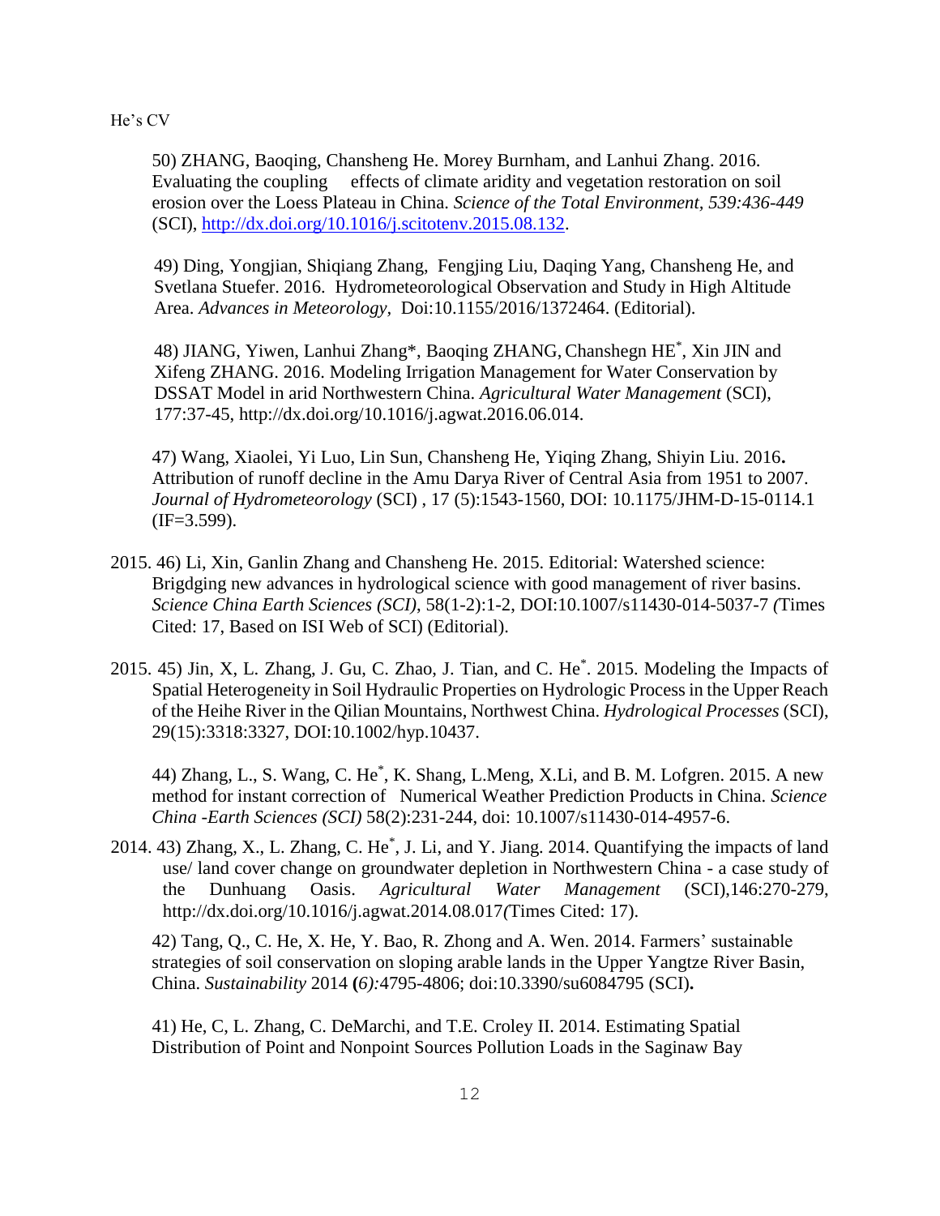50) ZHANG, Baoqing, Chansheng He. Morey Burnham, and Lanhui Zhang. 2016. Evaluating the coupling effects of climate aridity and vegetation restoration on soil erosion over the Loess Plateau in China. *Science of the Total Environment*, *539:436-449* (SCI), [http://dx.doi.org/10.1016/j.scitotenv.2015.08.132](http://dx.doi.org/10.1016/j.scitotenv.2015.08.132).

49) Ding, Yongjian, Shiqiang Zhang, Fengjing Liu, Daqing Yang, Chansheng He, and Svetlana Stuefer. 2016. Hydrometeorological Observation and Study in High Altitude Area. *Advances in Meteorology,* Doi:10.1155/2016/1372464. (Editorial).

48) JIANG, Yiwen, Lanhui Zhang*, Baoqing ZHANG, Chanshegn HE*, Xin JIN and Xifeng ZHANG. 2016. Modeling Irrigation Management for Water Conservation by DSSAT Model in arid Northwestern China. *Agricultural Water Management* (SCI), 177:37-45, http://dx.doi.org/10.1016/j.agwat.2016.06.014.

47) Wang, Xiaolei, Yi Luo, Lin Sun, Chansheng He, Yiqing Zhang, Shiyin Liu. 2016**.** Attribution of runoff decline in the Amu Darya River of Central Asia from 1951 to 2007. *Journal of Hydrometeorology* (SCI) , 17 (5):1543-1560, DOI: 10.1175/JHM-D-15-0114.1 (IF=3.599).

2015. 46) Li, Xin, Ganlin Zhang and Chansheng He. 2015. Editorial: Watershed science: Brigdging new advances in hydrological science with good management of river basins. *Science China Earth Sciences (SCI)*, 58(1-2):1-2, DOI:10.1007/s11430-014-5037-7 *(*Times Cited: 17, Based on ISI Web of SCI) (Editorial).

2015. 45) Jin, X, L. Zhang, J. Gu, C. Zhao, J. Tian, and C. He*. 2015. Modeling the Impacts of Spatial Heterogeneity in Soil Hydraulic Properties on Hydrologic Process in the Upper Reach of the Heihe River in the Qilian Mountains, Northwest China. *Hydrological Processes* (SCI), 29(15):3318:3327, DOI:10.1002/hyp.10437.

44) Zhang, L., S. Wang, C. He*, K. Shang, L.Meng, X.Li, and B. M. Lofgren. 2015. A new method for instant correction of Numerical Weather Prediction Products in China. *Science China -Earth Sciences (SCI)* 58(2):231-244, doi: 10.1007/s11430-014-4957-6.

2014. 43) Zhang, X., L. Zhang, C. He*, J. Li, and Y. Jiang. 2014. Quantifying the impacts of land use/ land cover change on groundwater depletion in Northwestern China - a case study of the Dunhuang Oasis. *Agricultural Water Management* (SCI),146:270-279, http://dx.doi.org/10.1016/j.agwat.2014.08.017*(*Times Cited: 17).

42) Tang, Q., C. He, X. He, Y. Bao, R. Zhong and A. Wen. 2014. Farmers' sustainable strategies of soil conservation on sloping arable lands in the Upper Yangtze River Basin, China. *Sustainability* 2014 **(***6):*4795-4806; doi:10.3390/su6084795 (SCI)**.**

41) He, C, L. Zhang, C. DeMarchi, and T.E. Croley II. 2014. Estimating Spatial Distribution of Point and Nonpoint Sources Pollution Loads in the Saginaw Bay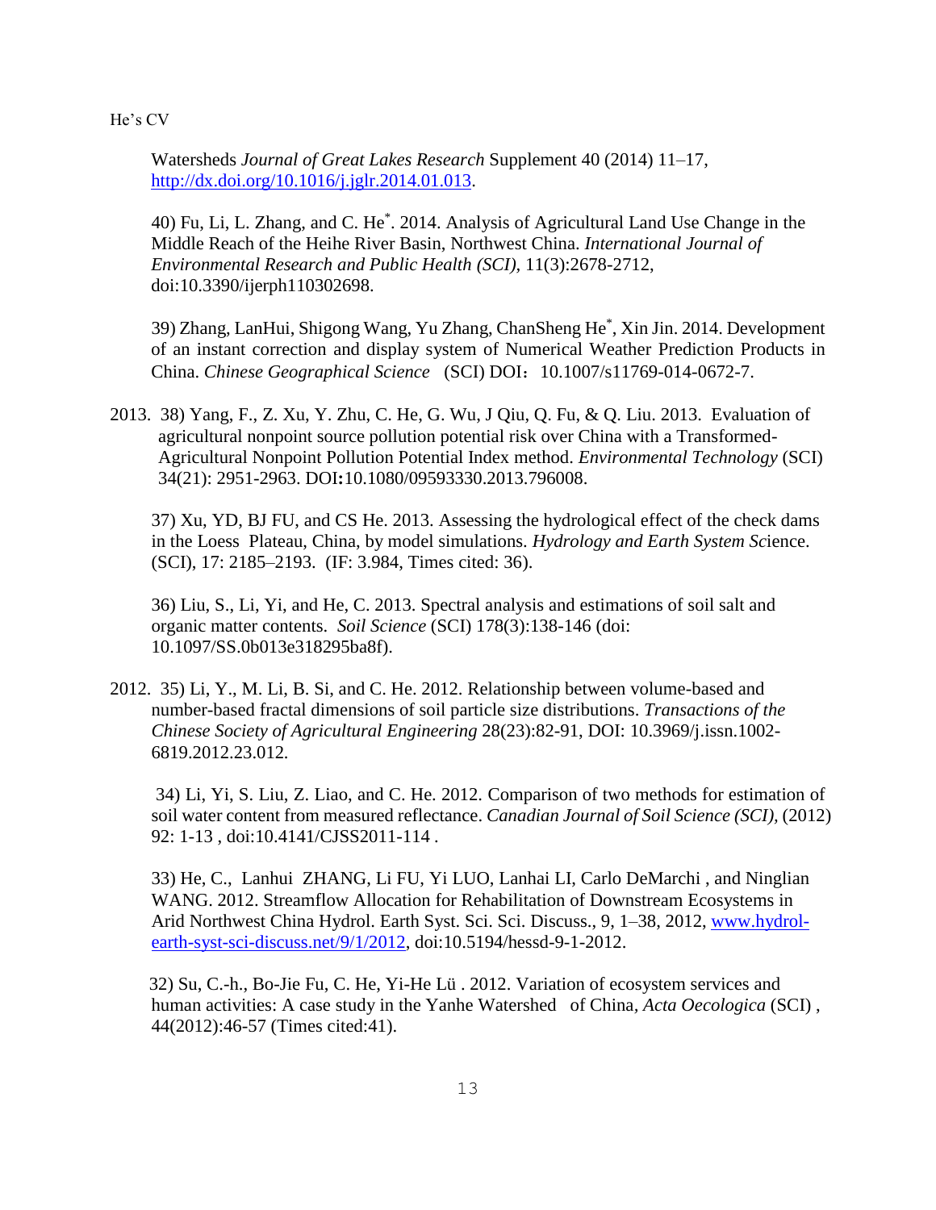Watersheds *Journal of Great Lakes Research* Supplement 40 (2014) 11–17, [http://dx.doi.org/10.1016/j.jglr.2014.01.013](http://dx.doi.org/10.1016/j.jglr.2014.01.013).

40) Fu, Li, L. Zhang, and C. He*. 2014. Analysis of Agricultural Land Use Change in the Middle Reach of the Heihe River Basin, Northwest China. *International Journal of Environmental Research and Public Health (SCI),* 11(3):2678-2712, doi:10.3390/ijerph110302698.

39) Zhang, LanHui, Shigong Wang, Yu Zhang, ChanSheng He*, Xin Jin. 2014. Development of an instant correction and display system of Numerical Weather Prediction Products in China. *Chinese Geographical Science* (SCI) DOI：10.1007/s11769-014-0672-7.

2013. 38) Yang, F., Z. Xu, Y. Zhu, C. He, G. Wu, J Qiu, Q. Fu, & Q. Liu. 2013. Evaluation of agricultural nonpoint source pollution potential risk over China with a Transformed-Agricultural Nonpoint Pollution Potential Index method. *Environmental Technology* (SCI) 34(21): 2951-2963. DOI**:**10.1080/09593330.2013.796008.

37) Xu, YD, BJ FU, and CS He. 2013. Assessing the hydrological effect of the check dams in the Loess Plateau, China, by model simulations. *Hydrology and Earth System Sc*ience. (SCI), 17: 2185–2193. (IF: 3.984, Times cited: 36).

36) Liu, S., Li, Yi, and He, C. 2013. Spectral analysis and estimations of soil salt and organic matter contents. *Soil Science* (SCI) 178(3):138-146 (doi: 10.1097/SS.0b013e318295ba8f).

2012. 35) Li, Y., M. Li, B. Si, and C. He. 2012. Relationship between volume-based and number-based fractal dimensions of soil particle size distributions. *Transactions of the Chinese Society of Agricultural Engineering* 28(23):82-91, DOI: 10.3969/j.issn.1002-6819.2012.23.012.

34) Li, Yi, S. Liu, Z. Liao, and C. He. 2012. Comparison of two methods for estimation of soil water content from measured reflectance. *Canadian Journal of Soil Science (SCI),* (2012) 92: 1-13 , doi:10.4141/CJSS2011-114 .

33) He, C., Lanhui ZHANG, Li FU, Yi LUO, Lanhai LI, Carlo DeMarchi , and Ninglian WANG. 2012. Streamflow Allocation for Rehabilitation of Downstream Ecosystems in Arid Northwest China Hydrol. Earth Syst. Sci. Sci. Discuss., 9, 1–38, 2012, [www.hydrol-earth-syst-sci-discuss.net/9/1/2012](www.hydrol-earth-syst-sci-discuss.net/9/1/2012), doi:10.5194/hessd-9-1-2012.

32) Su, C.-h., Bo-Jie Fu, C. He, Yi-He Lü . 2012. Variation of ecosystem services and human activities: A case study in the Yanhe Watershed of China, *Acta Oecologica* (SCI) , 44(2012):46-57 (Times cited:41).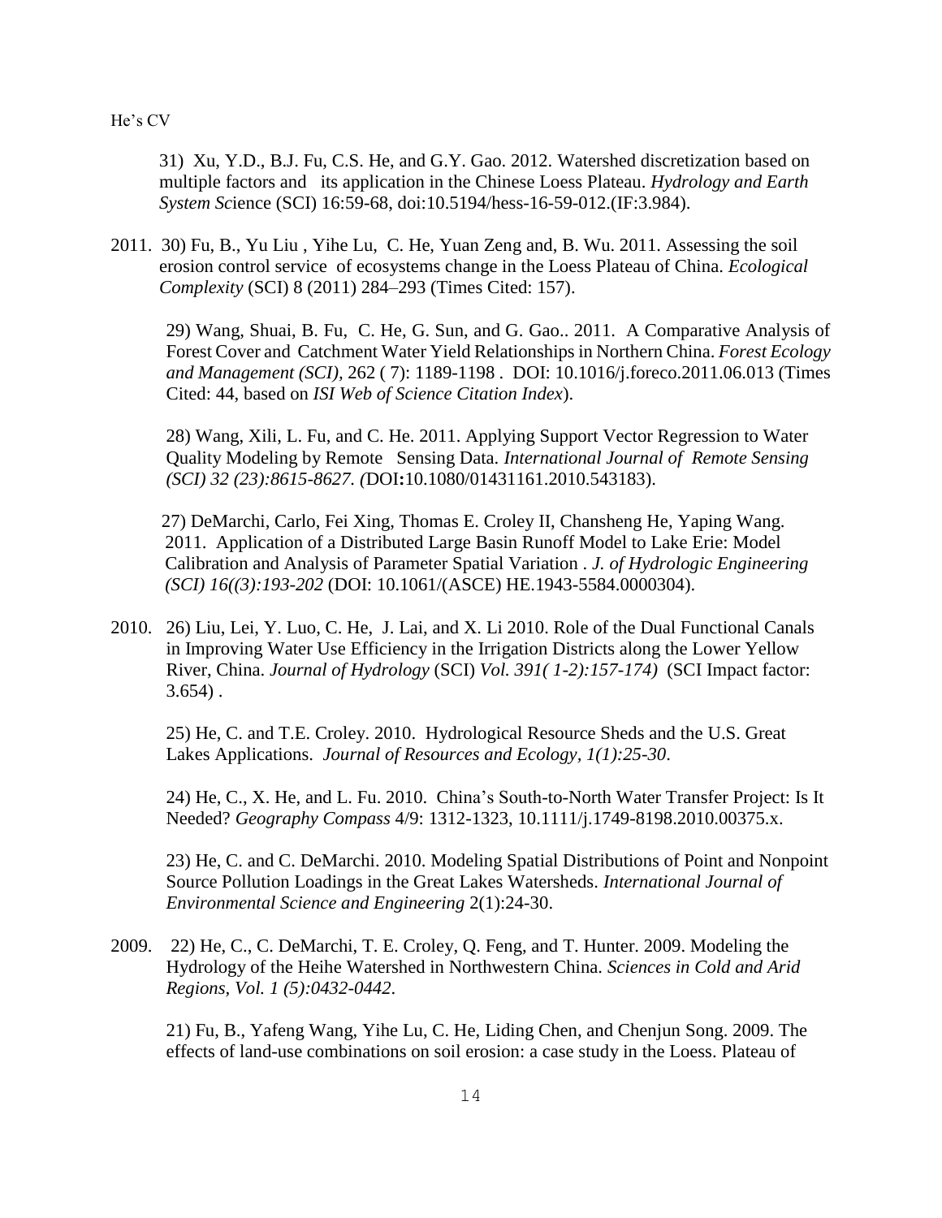31) Xu, Y.D., B.J. Fu, C.S. He, and G.Y. Gao. 2012. Watershed discretization based on multiple factors and its application in the Chinese Loess Plateau. *Hydrology and Earth System Sc*ience (SCI) 16:59-68, doi:10.5194/hess-16-59-012.(IF:3.984).

2011. 30) Fu, B., Yu Liu , Yihe Lu, C. He, Yuan Zeng and, B. Wu. 2011. Assessing the soil erosion control service of ecosystems change in the Loess Plateau of China. *Ecological Complexity* (SCI) 8 (2011) 284–293 (Times Cited: 157).

29) Wang, Shuai, B. Fu, C. He, G. Sun, and G. Gao.. 2011. A Comparative Analysis of Forest Cover and Catchment Water Yield Relationships in Northern China. *Forest Ecology and Management (SCI),* 262 ( 7): 1189-1198 . DOI: 10.1016/j.foreco.2011.06.013 (Times Cited: 44, based on *ISI Web of Science Citation Index*).

28) Wang, Xili, L. Fu, and C. He. 2011. Applying Support Vector Regression to Water Quality Modeling by Remote Sensing Data. *International Journal of Remote Sensing (SCI) 32 (23):8615-8627. (*DOI**:**10.1080/01431161.2010.543183).

27) DeMarchi, Carlo, Fei Xing, Thomas E. Croley II, Chansheng He, Yaping Wang. 2011. Application of a Distributed Large Basin Runoff Model to Lake Erie: Model Calibration and Analysis of Parameter Spatial Variation . *J. of Hydrologic Engineering (SCI) 16((3):193-202* (DOI: 10.1061/(ASCE) HE.1943-5584.0000304).

2010. 26) Liu, Lei, Y. Luo, C. He, J. Lai, and X. Li 2010. Role of the Dual Functional Canals in Improving Water Use Efficiency in the Irrigation Districts along the Lower Yellow River, China. *Journal of Hydrology* (SCI) *Vol. 391( 1-2):157-174)* (SCI Impact factor: 3.654) .

25) He, C. and T.E. Croley. 2010. Hydrological Resource Sheds and the U.S. Great Lakes Applications. *Journal of Resources and Ecology, 1(1):25-30*.

24) He, C., X. He, and L. Fu. 2010. China's South-to-North Water Transfer Project: Is It Needed? *Geography Compass* 4/9: 1312-1323, 10.1111/j.1749-8198.2010.00375.x.

23) He, C. and C. DeMarchi. 2010. Modeling Spatial Distributions of Point and Nonpoint Source Pollution Loadings in the Great Lakes Watersheds. *International Journal of Environmental Science and Engineering* 2(1):24-30.

2009. 22) He, C., C. DeMarchi, T. E. Croley, Q. Feng, and T. Hunter. 2009. Modeling the Hydrology of the Heihe Watershed in Northwestern China. *Sciences in Cold and Arid Regions, Vol. 1 (5):0432-0442*.

21) Fu, B., Yafeng Wang, Yihe Lu, C. He, Liding Chen, and Chenjun Song. 2009. The effects of land-use combinations on soil erosion: a case study in the Loess. Plateau of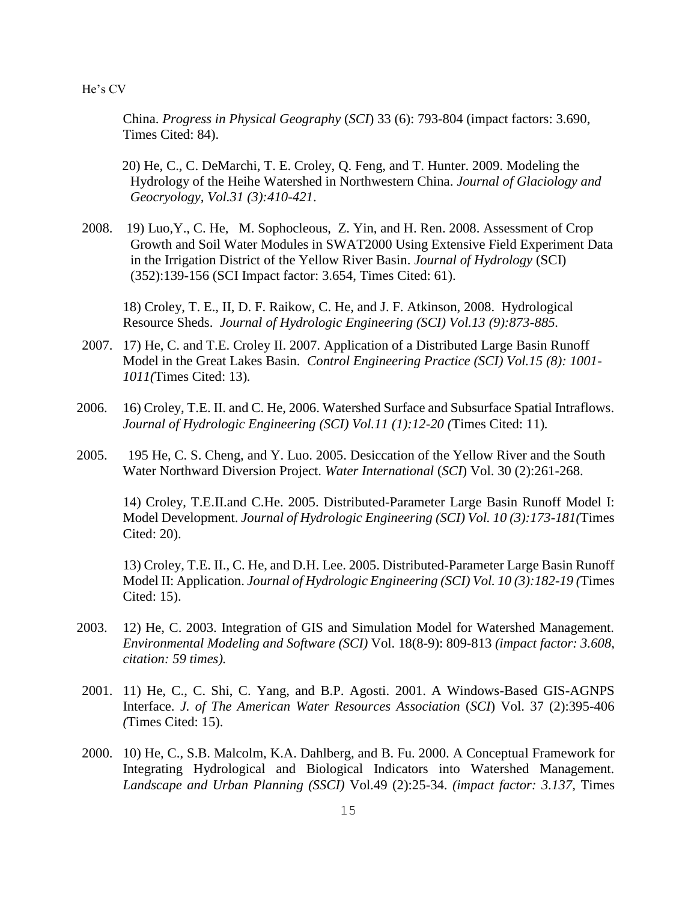China. *Progress in Physical Geography* (*SCI*) 33 (6): 793-804 (impact factors: 3.690, Times Cited: 84).

20) He, C., C. DeMarchi, T. E. Croley, Q. Feng, and T. Hunter. 2009. Modeling the Hydrology of the Heihe Watershed in Northwestern China. *Journal of Glaciology and Geocryology, Vol.31 (3):410-421.*

2008. 19) Luo,Y., C. He, M. Sophocleous, Z. Yin, and H. Ren. 2008. Assessment of Crop Growth and Soil Water Modules in SWAT2000 Using Extensive Field Experiment Data in the Irrigation District of the Yellow River Basin. *Journal of Hydrology* (SCI) (352):139-156 (SCI Impact factor: 3.654, Times Cited: 61).

18) Croley, T. E., II, D. F. Raikow, C. He, and J. F. Atkinson, 2008. Hydrological Resource Sheds. *Journal of Hydrologic Engineering (SCI) Vol.13 (9):873-885.*

2007. 17) He, C. and T.E. Croley II. 2007. Application of a Distributed Large Basin Runoff Model in the Great Lakes Basin. *Control Engineering Practice (SCI) Vol.15 (8): 1001-1011(*Times Cited: 13)*.*

2006. 16) Croley, T.E. II. and C. He, 2006. Watershed Surface and Subsurface Spatial Intraflows. *Journal of Hydrologic Engineering (SCI) Vol.11 (1):12-20 (*Times Cited: 11)*.*

2005. 195 He, C. S. Cheng, and Y. Luo. 2005. Desiccation of the Yellow River and the South Water Northward Diversion Project. *Water International* (*SCI*) Vol. 30 (2):261-268.

14) Croley, T.E.II.and C.He. 2005. Distributed-Parameter Large Basin Runoff Model I: Model Development. *Journal of Hydrologic Engineering (SCI) Vol. 10 (3):173-181(*Times Cited: 20).

13) Croley, T.E. II., C. He, and D.H. Lee. 2005. Distributed-Parameter Large Basin Runoff Model II: Application. *Journal of Hydrologic Engineering (SCI) Vol. 10 (3):182-19 (*Times Cited: 15).

2003. 12) He, C. 2003. Integration of GIS and Simulation Model for Watershed Management. *Environmental Modeling and Software (SCI)* Vol. 18(8-9): 809-813 *(impact factor: 3.608, citation: 59 times).*

2001. 11) He, C., C. Shi, C. Yang, and B.P. Agosti. 2001. A Windows-Based GIS-AGNPS Interface. *J. of The American Water Resources Association* (*SCI*) Vol. 37 (2):395-406 *(*Times Cited: 15).

2000. 10) He, C., S.B. Malcolm, K.A. Dahlberg, and B. Fu. 2000. A Conceptual Framework for Integrating Hydrological and Biological Indicators into Watershed Management. *Landscape and Urban Planning (SSCI)* Vol.49 (2):25-34. *(impact factor: 3.137*, Times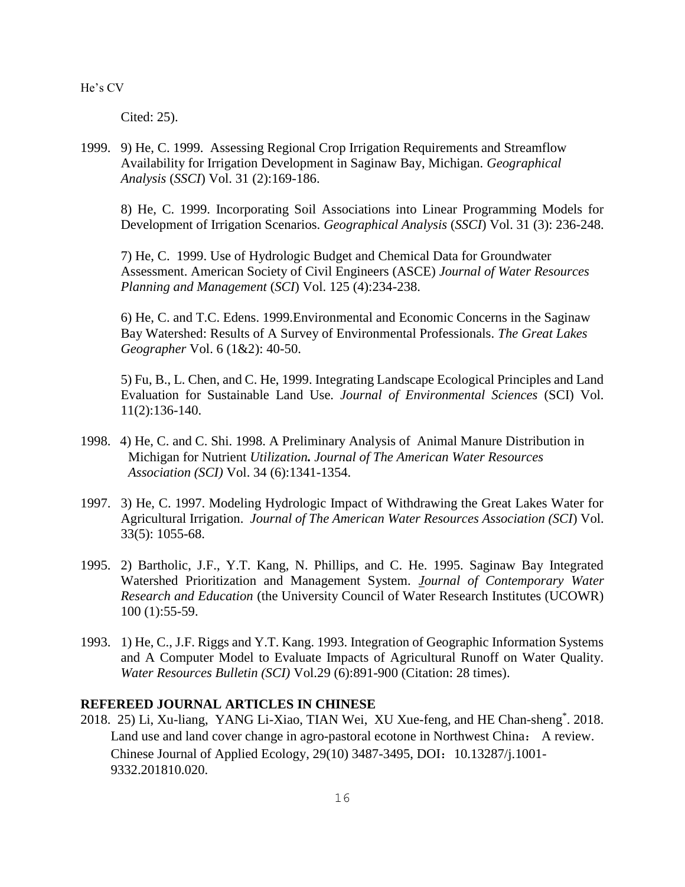Cited: 25).

1999. 9) He, C. 1999. Assessing Regional Crop Irrigation Requirements and Streamflow Availability for Irrigation Development in Saginaw Bay, Michigan. *Geographical Analysis* (*SSCI*) Vol. 31 (2):169-186.

8) He, C. 1999. Incorporating Soil Associations into Linear Programming Models for Development of Irrigation Scenarios. *Geographical Analysis* (*SSCI*) Vol. 31 (3): 236-248.

7) He, C. 1999. Use of Hydrologic Budget and Chemical Data for Groundwater Assessment. American Society of Civil Engineers (ASCE) *Journal of Water Resources Planning and Management* (*SCI*) Vol. 125 (4):234-238.

6) He, C. and T.C. Edens. 1999.Environmental and Economic Concerns in the Saginaw Bay Watershed: Results of A Survey of Environmental Professionals. *The Great Lakes Geographer* Vol. 6 (1&2): 40-50.

5) Fu, B., L. Chen, and C. He, 1999. Integrating Landscape Ecological Principles and Land Evaluation for Sustainable Land Use. *Journal of Environmental Sciences* (SCI) Vol. 11(2):136-140.

1998. 4) He, C. and C. Shi. 1998. A Preliminary Analysis of Animal Manure Distribution in Michigan for Nutrient *Utilization. Journal of The American Water Resources Association (SCI)* Vol. 34 (6):1341-1354.

1997. 3) He, C. 1997. Modeling Hydrologic Impact of Withdrawing the Great Lakes Water for Agricultural Irrigation. *Journal of The American Water Resources Association (SCI*) Vol. 33(5): 1055-68.

1995. 2) Bartholic, J.F., Y.T. Kang, N. Phillips, and C. He. 1995. Saginaw Bay Integrated Watershed Prioritization and Management System. *Journal of Contemporary Water Research and Education* (the University Council of Water Research Institutes (UCOWR) 100 (1):55-59.

1993. 1) He, C., J.F. Riggs and Y.T. Kang. 1993. Integration of Geographic Information Systems and A Computer Model to Evaluate Impacts of Agricultural Runoff on Water Quality. *Water Resources Bulletin (SCI)* Vol.29 (6):891-900 (Citation: 28 times).

## REFEREED JOURNAL ARTICLES IN CHINESE

2018. 25) Li, Xu-liang, YANG Li-Xiao, TIAN Wei, XU Xue-feng, and HE Chan-sheng*. 2018. Land use and land cover change in agro-pastoral ecotone in Northwest China： A review. Chinese Journal of Applied Ecology, 29(10) 3487-3495, DOI：10.13287/j.1001-9332.201810.020.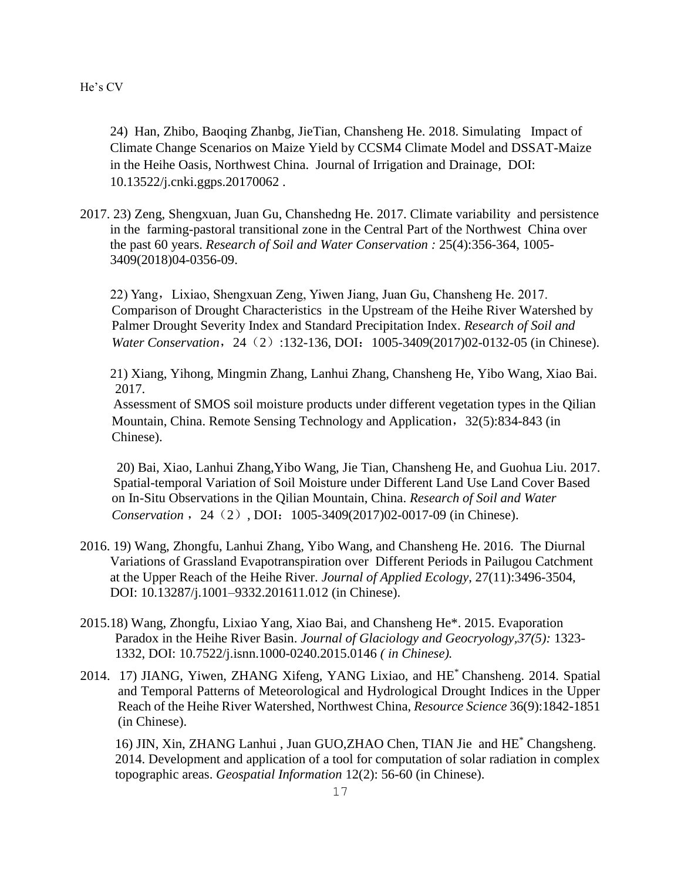24) Han, Zhibo, Baoqing Zhanbg, JieTian, Chansheng He. 2018. Simulating Impact of Climate Change Scenarios on Maize Yield by CCSM4 Climate Model and DSSAT-Maize in the Heihe Oasis, Northwest China. Journal of Irrigation and Drainage, DOI: 10.13522/j.cnki.ggps.20170062 .

2017. 23) Zeng, Shengxuan, Juan Gu, Chanshedng He. 2017. Climate variability and persistence in the farming-pastoral transitional zone in the Central Part of the Northwest China over the past 60 years. *Research of Soil and Water Conservation :* 25(4):356-364, 1005-3409(2018)04-0356-09.

22) Yang，Lixiao, Shengxuan Zeng, Yiwen Jiang, Juan Gu, Chansheng He. 2017. Comparison of Drought Characteristics in the Upstream of the Heihe River Watershed by Palmer Drought Severity Index and Standard Precipitation Index. *Research of Soil and Water Conservation*，24（2）:132-136, DOI：1005-3409(2017)02-0132-05 (in Chinese).

21) Xiang, Yihong, Mingmin Zhang, Lanhui Zhang, Chansheng He, Yibo Wang, Xiao Bai. 2017.
Assessment of SMOS soil moisture products under different vegetation types in the Qilian Mountain, China. Remote Sensing Technology and Application，32(5):834-843 (in Chinese).

20) Bai, Xiao, Lanhui Zhang,Yibo Wang, Jie Tian, Chansheng He, and Guohua Liu. 2017. Spatial-temporal Variation of Soil Moisture under Different Land Use Land Cover Based on In-Situ Observations in the Qilian Mountain, China. *Research of Soil and Water Conservation* ，24（2）, DOI：1005-3409(2017)02-0017-09 (in Chinese).

2016. 19) Wang, Zhongfu, Lanhui Zhang, Yibo Wang, and Chansheng He. 2016. The Diurnal Variations of Grassland Evapotranspiration over Different Periods in Pailugou Catchment at the Upper Reach of the Heihe River. *Journal of Applied Ecology*, 27(11):3496-3504, DOI: 10.13287/j.1001–9332.201611.012 (in Chinese).

2015.18) Wang, Zhongfu, Lixiao Yang, Xiao Bai, and Chansheng He*. 2015. Evaporation Paradox in the Heihe River Basin. *Journal of Glaciology and Geocryology,37(5):* 1323-1332, DOI: 10.7522/j.isnn.1000-0240.2015.0146 *( in Chinese).*

2014. 17) JIANG, Yiwen, ZHANG Xifeng, YANG Lixiao, and HE* Chansheng. 2014. Spatial and Temporal Patterns of Meteorological and Hydrological Drought Indices in the Upper Reach of the Heihe River Watershed, Northwest China, *Resource Science* 36(9):1842-1851 (in Chinese).

16) JIN, Xin, ZHANG Lanhui , Juan GUO,ZHAO Chen, TIAN Jie and HE* Changsheng. 2014. Development and application of a tool for computation of solar radiation in complex topographic areas. *Geospatial Information* 12(2): 56-60 (in Chinese).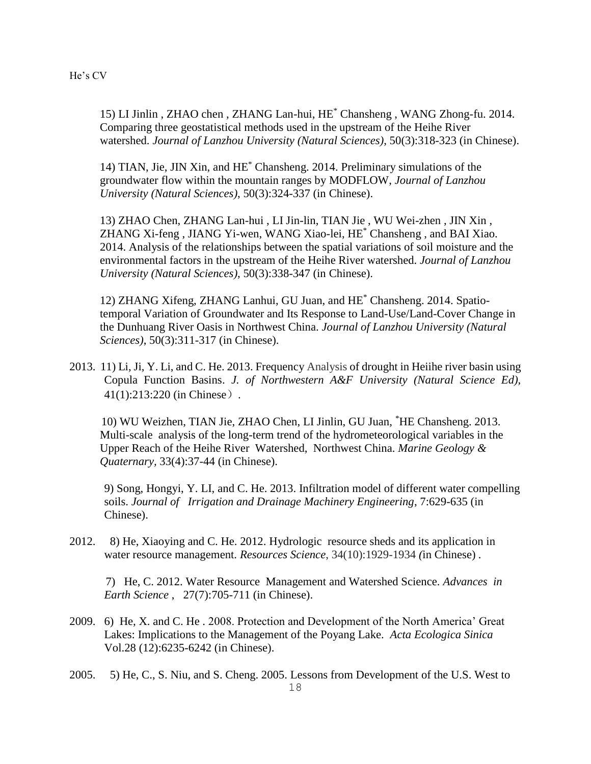15) LI Jinlin , ZHAO chen , ZHANG Lan-hui, HE* Chansheng , WANG Zhong-fu. 2014. Comparing three geostatistical methods used in the upstream of the Heihe River watershed. *Journal of Lanzhou University (Natural Sciences)*, 50(3):318-323 (in Chinese).

14) TIAN, Jie, JIN Xin, and HE* Chansheng. 2014. Preliminary simulations of the groundwater flow within the mountain ranges by MODFLOW, *Journal of Lanzhou University (Natural Sciences)*, 50(3):324-337 (in Chinese).

13) ZHAO Chen, ZHANG Lan-hui , LI Jin-lin, TIAN Jie , WU Wei-zhen , JIN Xin , ZHANG Xi-feng , JIANG Yi-wen, WANG Xiao-lei, HE* Chansheng , and BAI Xiao. 2014. Analysis of the relationships between the spatial variations of soil moisture and the environmental factors in the upstream of the Heihe River watershed. *Journal of Lanzhou University (Natural Sciences)*, 50(3):338-347 (in Chinese).

12) ZHANG Xifeng, ZHANG Lanhui, GU Juan, and HE* Chansheng. 2014. Spatio-temporal Variation of Groundwater and Its Response to Land-Use/Land-Cover Change in the Dunhuang River Oasis in Northwest China. *Journal of Lanzhou University (Natural Sciences)*, 50(3):311-317 (in Chinese).

2013. 11) Li, Ji, Y. Li, and C. He. 2013. Frequency Analysis of drought in Heiihe river basin using Copula Function Basins. *J. of Northwestern A&F University (Natural Science Ed),* 41(1):213:220 (in Chinese）.

10) WU Weizhen, TIAN Jie, ZHAO Chen, LI Jinlin, GU Juan, *HE Chansheng. 2013. Multi-scale analysis of the long-term trend of the hydrometeorological variables in the Upper Reach of the Heihe River Watershed, Northwest China. *Marine Geology & Quaternary*, 33(4):37-44 (in Chinese).

9) Song, Hongyi, Y. LI, and C. He. 2013. Infiltration model of different water compelling soils. *Journal of Irrigation and Drainage Machinery Engineering*, 7:629-635 (in Chinese).

2012. 8) He, Xiaoying and C. He. 2012. Hydrologic resource sheds and its application in water resource management. *Resources Science*, 34(10):1929-1934 (in Chinese) .

7) He, C. 2012. Water Resource Management and Watershed Science. *Advances in Earth Science* , 27(7):705-711 (in Chinese).

2009. 6) He, X. and C. He . 2008. Protection and Development of the North America' Great Lakes: Implications to the Management of the Poyang Lake. *Acta Ecologica Sinica* Vol.28 (12):6235-6242 (in Chinese).

2005. 5) He, C., S. Niu, and S. Cheng. 2005. Lessons from Development of the U.S. West to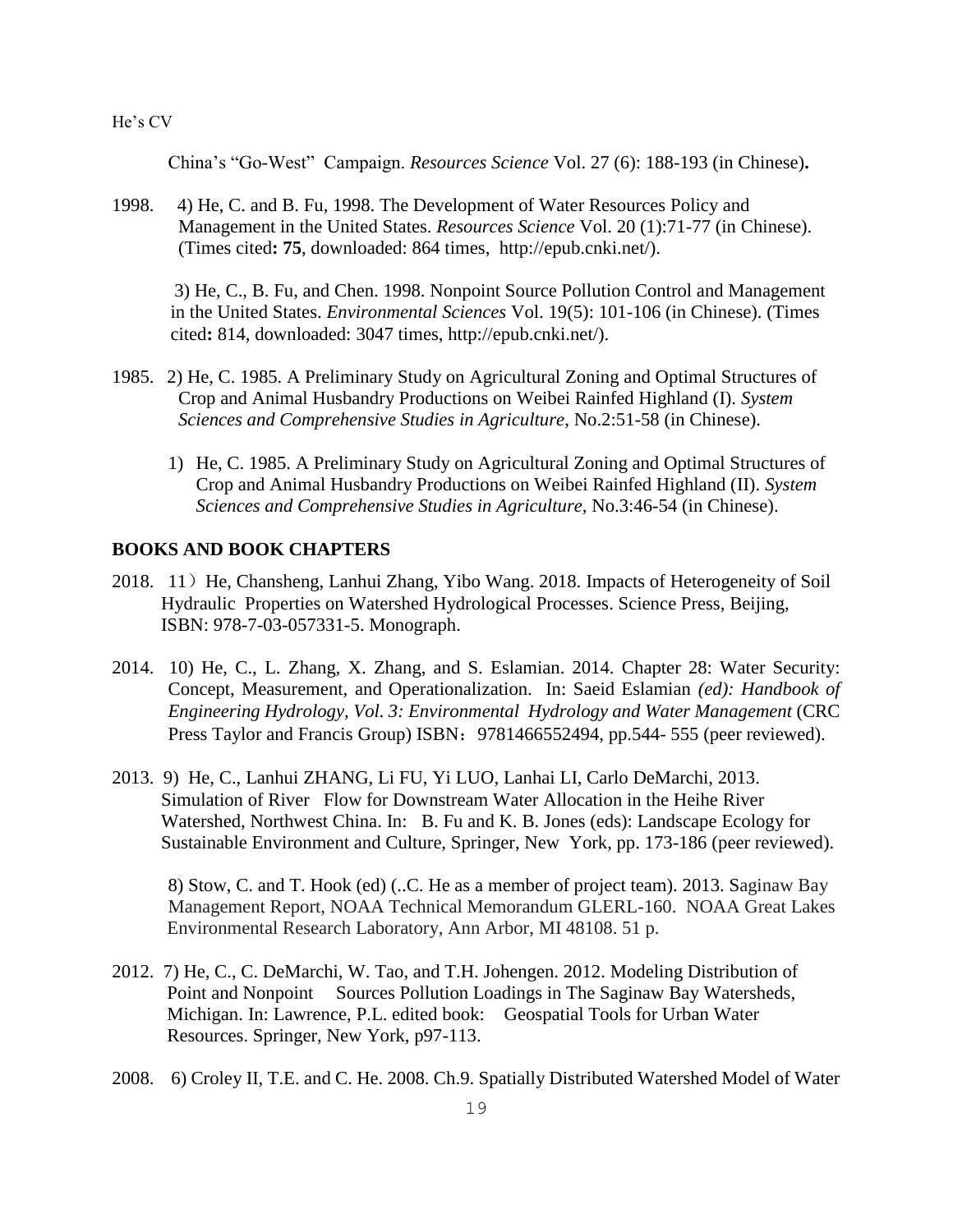China's "Go-West" Campaign. *Resources Science* Vol. 27 (6): 188-193 (in Chinese)**.**

1998. 4) He, C. and B. Fu, 1998. The Development of Water Resources Policy and Management in the United States. *Resources Science* Vol. 20 (1):71-77 (in Chinese). (Times cited**: 75**, downloaded: 864 times, http://epub.cnki.net/).

3) He, C., B. Fu, and Chen. 1998. Nonpoint Source Pollution Control and Management in the United States. *Environmental Sciences* Vol. 19(5): 101-106 (in Chinese). (Times cited**:** 814, downloaded: 3047 times, http://epub.cnki.net/).

1985. 2) He, C. 1985. A Preliminary Study on Agricultural Zoning and Optimal Structures of Crop and Animal Husbandry Productions on Weibei Rainfed Highland (I). *System Sciences and Comprehensive Studies in Agriculture*, No.2:51-58 (in Chinese).

1) He, C. 1985. A Preliminary Study on Agricultural Zoning and Optimal Structures of Crop and Animal Husbandry Productions on Weibei Rainfed Highland (II). *System Sciences and Comprehensive Studies in Agriculture*, No.3:46-54 (in Chinese).

## BOOKS AND BOOK CHAPTERS

2018. 11）He, Chansheng, Lanhui Zhang, Yibo Wang. 2018. Impacts of Heterogeneity of Soil Hydraulic Properties on Watershed Hydrological Processes. Science Press, Beijing, ISBN: 978-7-03-057331-5. Monograph.

2014. 10) He, C., L. Zhang, X. Zhang, and S. Eslamian. 2014. Chapter 28: Water Security: Concept, Measurement, and Operationalization. In: Saeid Eslamian *(ed): Handbook of Engineering Hydrology, Vol. 3: Environmental Hydrology and Water Management* (CRC Press Taylor and Francis Group) ISBN：9781466552494, pp.544- 555 (peer reviewed).

2013. 9) He, C., Lanhui ZHANG, Li FU, Yi LUO, Lanhai LI, Carlo DeMarchi, 2013. Simulation of River Flow for Downstream Water Allocation in the Heihe River Watershed, Northwest China. In: B. Fu and K. B. Jones (eds): Landscape Ecology for Sustainable Environment and Culture, Springer, New York, pp. 173-186 (peer reviewed).

8) Stow, C. and T. Hook (ed) (..C. He as a member of project team). 2013. Saginaw Bay Management Report, NOAA Technical Memorandum GLERL-160. NOAA Great Lakes Environmental Research Laboratory, Ann Arbor, MI 48108. 51 p.

2012. 7) He, C., C. DeMarchi, W. Tao, and T.H. Johengen. 2012. Modeling Distribution of Point and Nonpoint Sources Pollution Loadings in The Saginaw Bay Watersheds, Michigan. In: Lawrence, P.L. edited book: Geospatial Tools for Urban Water Resources. Springer, New York, p97-113.

2008. 6) Croley II, T.E. and C. He. 2008. Ch.9. Spatially Distributed Watershed Model of Water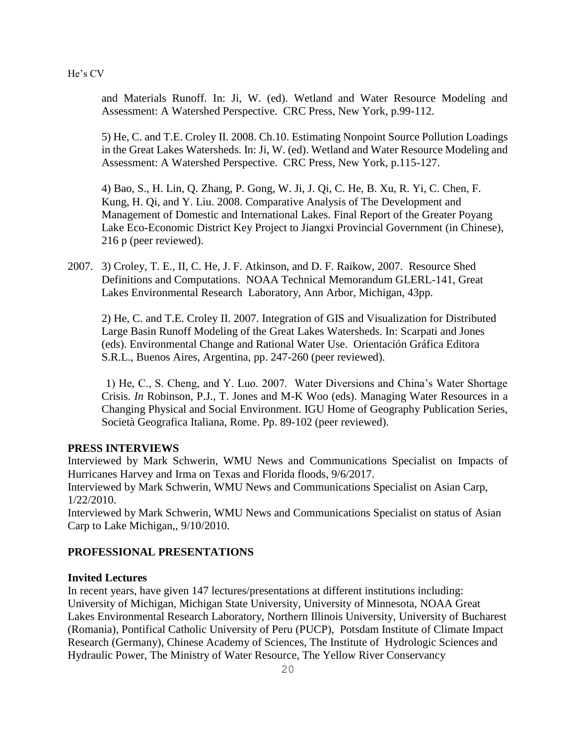and Materials Runoff. In: Ji, W. (ed). Wetland and Water Resource Modeling and Assessment: A Watershed Perspective. CRC Press, New York, p.99-112.

5) He, C. and T.E. Croley II. 2008. Ch.10. Estimating Nonpoint Source Pollution Loadings in the Great Lakes Watersheds. In: Ji, W. (ed). Wetland and Water Resource Modeling and Assessment: A Watershed Perspective. CRC Press, New York, p.115-127.

4) Bao, S., H. Lin, Q. Zhang, P. Gong, W. Ji, J. Qi, C. He, B. Xu, R. Yi, C. Chen, F. Kung, H. Qi, and Y. Liu. 2008. Comparative Analysis of The Development and Management of Domestic and International Lakes. Final Report of the Greater Poyang Lake Eco-Economic District Key Project to Jiangxi Provincial Government (in Chinese), 216 p (peer reviewed).

2007. 3) Croley, T. E., II, C. He, J. F. Atkinson, and D. F. Raikow, 2007. Resource Shed Definitions and Computations. NOAA Technical Memorandum GLERL-141, Great Lakes Environmental Research Laboratory, Ann Arbor, Michigan, 43pp.

2) He, C. and T.E. Croley II. 2007. Integration of GIS and Visualization for Distributed Large Basin Runoff Modeling of the Great Lakes Watersheds. In: Scarpati and Jones (eds). Environmental Change and Rational Water Use. Orientación Gráfica Editora S.R.L., Buenos Aires, Argentina, pp. 247-260 (peer reviewed).

1) He, C., S. Cheng, and Y. Luo. 2007. Water Diversions and China's Water Shortage Crisis. *In* Robinson, P.J., T. Jones and M-K Woo (eds). Managing Water Resources in a Changing Physical and Social Environment. IGU Home of Geography Publication Series, Società Geografica Italiana, Rome. Pp. 89-102 (peer reviewed).

## PRESS INTERVIEWS

Interviewed by Mark Schwerin, WMU News and Communications Specialist on Impacts of Hurricanes Harvey and Irma on Texas and Florida floods, 9/6/2017.
Interviewed by Mark Schwerin, WMU News and Communications Specialist on Asian Carp, 1/22/2010.
Interviewed by Mark Schwerin, WMU News and Communications Specialist on status of Asian Carp to Lake Michigan,, 9/10/2010.

## PROFESSIONAL PRESENTATIONS

### Invited Lectures

In recent years, have given 147 lectures/presentations at different institutions including: University of Michigan, Michigan State University, University of Minnesota, NOAA Great Lakes Environmental Research Laboratory, Northern Illinois University, University of Bucharest (Romania), Pontifical Catholic University of Peru (PUCP), Potsdam Institute of Climate Impact Research (Germany), Chinese Academy of Sciences, The Institute of Hydrologic Sciences and Hydraulic Power, The Ministry of Water Resource, The Yellow River Conservancy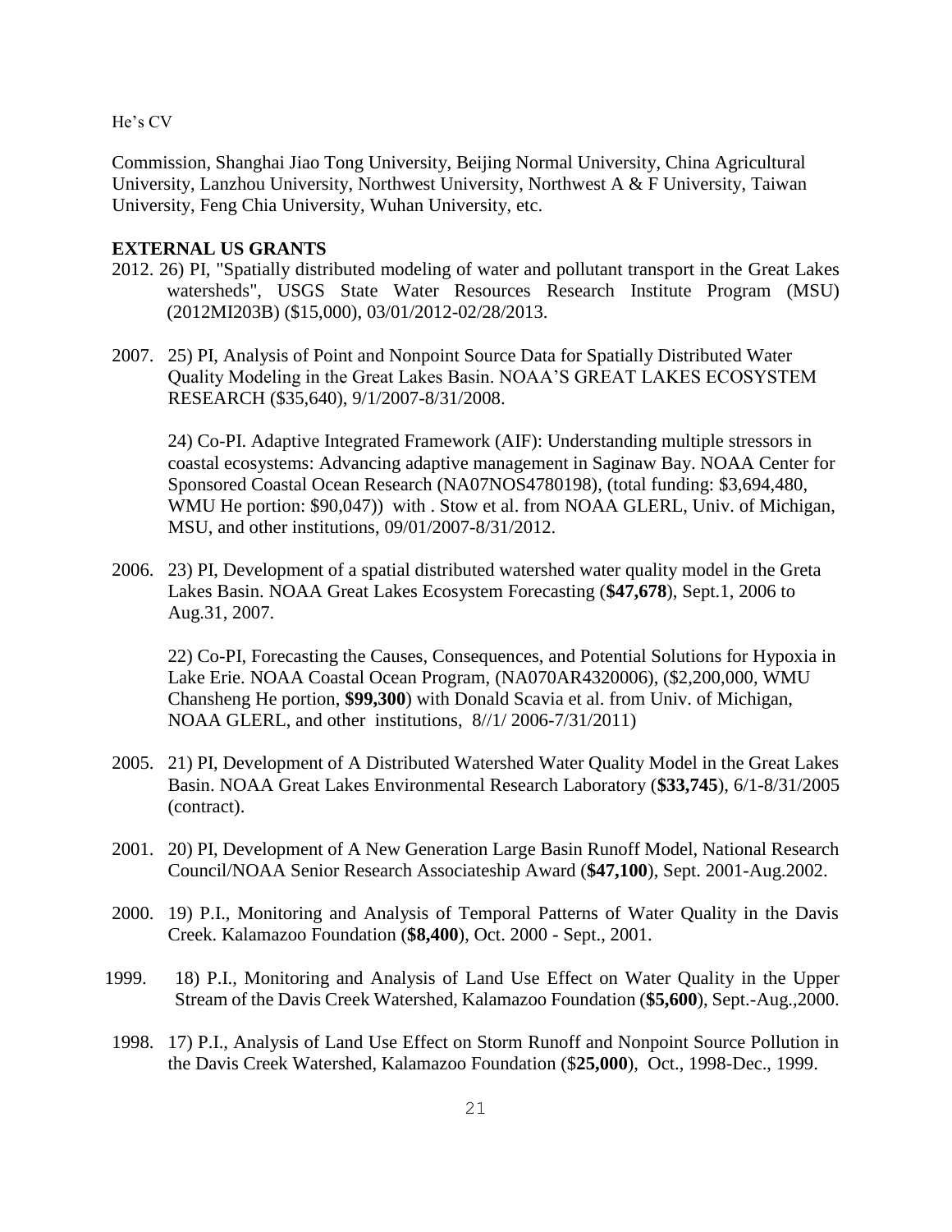Commission, Shanghai Jiao Tong University, Beijing Normal University, China Agricultural University, Lanzhou University, Northwest University, Northwest A & F University, Taiwan University, Feng Chia University, Wuhan University, etc.

**EXTERNAL US GRANTS**

2012. 26) PI, "Spatially distributed modeling of water and pollutant transport in the Great Lakes watersheds", USGS State Water Resources Research Institute Program (MSU) (2012MI203B) ($15,000), 03/01/2012-02/28/2013.

2007. 25) PI, Analysis of Point and Nonpoint Source Data for Spatially Distributed Water Quality Modeling in the Great Lakes Basin. NOAA'S GREAT LAKES ECOSYSTEM RESEARCH ($35,640), 9/1/2007-8/31/2008.

24) Co-PI. Adaptive Integrated Framework (AIF): Understanding multiple stressors in coastal ecosystems: Advancing adaptive management in Saginaw Bay. NOAA Center for Sponsored Coastal Ocean Research (NA07NOS4780198), (total funding: $3,694,480, WMU He portion: $90,047)) with . Stow et al. from NOAA GLERL, Univ. of Michigan, MSU, and other institutions, 09/01/2007-8/31/2012.

2006. 23) PI, Development of a spatial distributed watershed water quality model in the Greta Lakes Basin. NOAA Great Lakes Ecosystem Forecasting (**$47,678**), Sept.1, 2006 to Aug.31, 2007.

22) Co-PI, Forecasting the Causes, Consequences, and Potential Solutions for Hypoxia in Lake Erie. NOAA Coastal Ocean Program, (NA070AR4320006), ($2,200,000, WMU Chansheng He portion, **$99,300**) with Donald Scavia et al. from Univ. of Michigan, NOAA GLERL, and other institutions, 8//1/ 2006-7/31/2011)

2005. 21) PI, Development of A Distributed Watershed Water Quality Model in the Great Lakes Basin. NOAA Great Lakes Environmental Research Laboratory (**$33,745**), 6/1-8/31/2005 (contract).

2001. 20) PI, Development of A New Generation Large Basin Runoff Model, National Research Council/NOAA Senior Research Associateship Award (**$47,100**), Sept. 2001-Aug.2002.

2000. 19) P.I., Monitoring and Analysis of Temporal Patterns of Water Quality in the Davis Creek. Kalamazoo Foundation (**$8,400**), Oct. 2000 - Sept., 2001.

1999. 18) P.I., Monitoring and Analysis of Land Use Effect on Water Quality in the Upper Stream of the Davis Creek Watershed, Kalamazoo Foundation (**$5,600**), Sept.-Aug.,2000.

1998. 17) P.I., Analysis of Land Use Effect on Storm Runoff and Nonpoint Source Pollution in the Davis Creek Watershed, Kalamazoo Foundation ($**25,000**), Oct., 1998-Dec., 1999.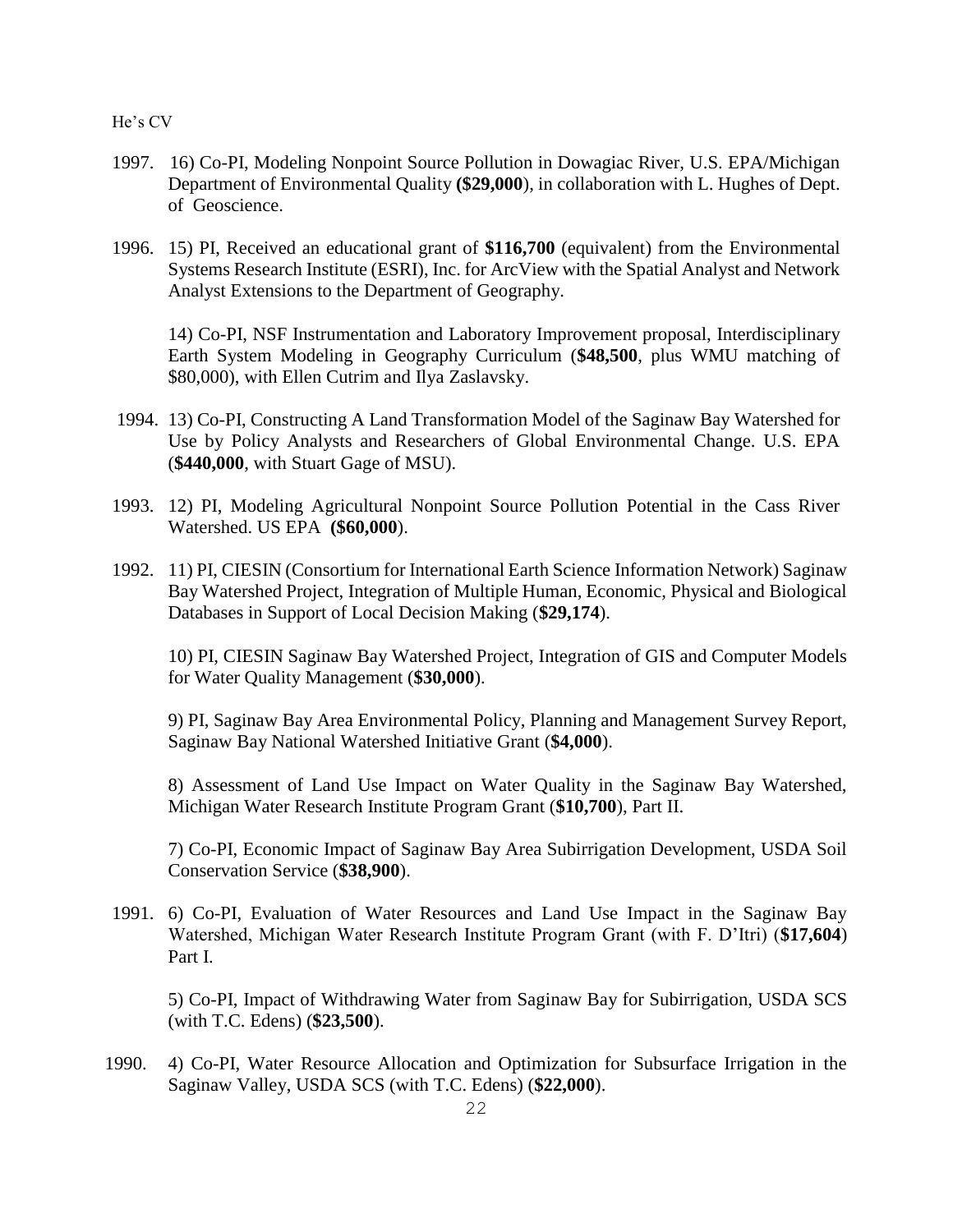1997. 16) Co-PI, Modeling Nonpoint Source Pollution in Dowagiac River, U.S. EPA/Michigan Department of Environmental Quality **($29,000**), in collaboration with L. Hughes of Dept. of Geoscience.

1996. 15) PI, Received an educational grant of **$116,700** (equivalent) from the Environmental Systems Research Institute (ESRI), Inc. for ArcView with the Spatial Analyst and Network Analyst Extensions to the Department of Geography.

14) Co-PI, NSF Instrumentation and Laboratory Improvement proposal, Interdisciplinary Earth System Modeling in Geography Curriculum (**$48,500**, plus WMU matching of $80,000), with Ellen Cutrim and Ilya Zaslavsky.

1994. 13) Co-PI, Constructing A Land Transformation Model of the Saginaw Bay Watershed for Use by Policy Analysts and Researchers of Global Environmental Change. U.S. EPA (**$440,000**, with Stuart Gage of MSU).

1993. 12) PI, Modeling Agricultural Nonpoint Source Pollution Potential in the Cass River Watershed. US EPA **($60,000**).

1992. 11) PI, CIESIN (Consortium for International Earth Science Information Network) Saginaw Bay Watershed Project, Integration of Multiple Human, Economic, Physical and Biological Databases in Support of Local Decision Making (**$29,174**).

10) PI, CIESIN Saginaw Bay Watershed Project, Integration of GIS and Computer Models for Water Quality Management (**$30,000**).

9) PI, Saginaw Bay Area Environmental Policy, Planning and Management Survey Report, Saginaw Bay National Watershed Initiative Grant (**$4,000**).

8) Assessment of Land Use Impact on Water Quality in the Saginaw Bay Watershed, Michigan Water Research Institute Program Grant (**$10,700**), Part II.

7) Co-PI, Economic Impact of Saginaw Bay Area Subirrigation Development, USDA Soil Conservation Service (**$38,900**).

1991. 6) Co-PI, Evaluation of Water Resources and Land Use Impact in the Saginaw Bay Watershed, Michigan Water Research Institute Program Grant (with F. D'Itri) (**$17,604**) Part I.

5) Co-PI, Impact of Withdrawing Water from Saginaw Bay for Subirrigation, USDA SCS (with T.C. Edens) (**$23,500**).

1990. 4) Co-PI, Water Resource Allocation and Optimization for Subsurface Irrigation in the Saginaw Valley, USDA SCS (with T.C. Edens) (**$22,000**).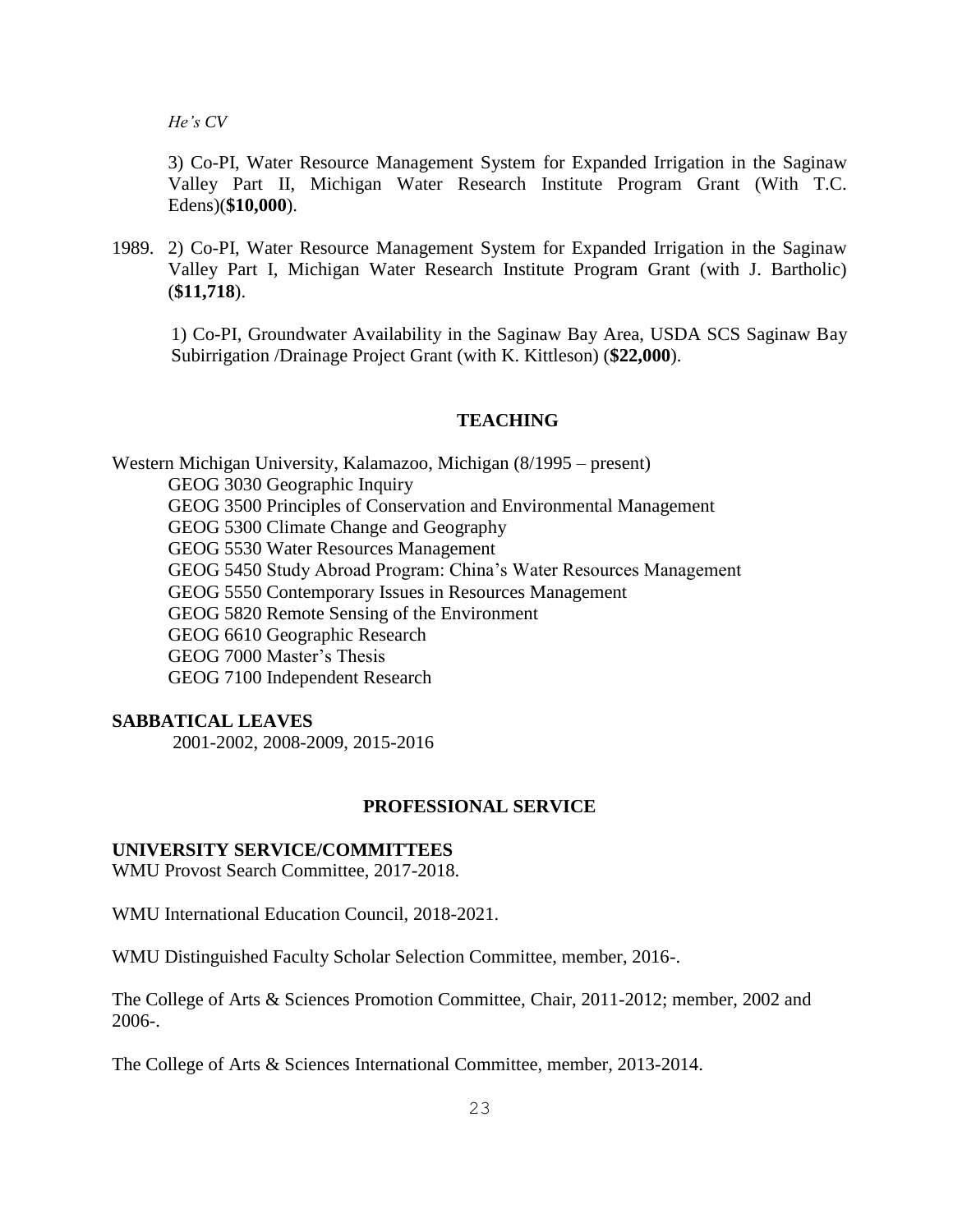3) Co-PI, Water Resource Management System for Expanded Irrigation in the Saginaw Valley Part II, Michigan Water Research Institute Program Grant (With T.C. Edens)(**$10,000**).

1989. 2) Co-PI, Water Resource Management System for Expanded Irrigation in the Saginaw Valley Part I, Michigan Water Research Institute Program Grant (with J. Bartholic) (**$11,718**).

1) Co-PI, Groundwater Availability in the Saginaw Bay Area, USDA SCS Saginaw Bay Subirrigation /Drainage Project Grant (with K. Kittleson) (**$22,000**).

## TEACHING

Western Michigan University, Kalamazoo, Michigan (8/1995 – present)

- GEOG 3030 Geographic Inquiry
- GEOG 3500 Principles of Conservation and Environmental Management
- GEOG 5300 Climate Change and Geography
- GEOG 5530 Water Resources Management
- GEOG 5450 Study Abroad Program: China's Water Resources Management
- GEOG 5550 Contemporary Issues in Resources Management
- GEOG 5820 Remote Sensing of the Environment
- GEOG 6610 Geographic Research
- GEOG 7000 Master's Thesis
- GEOG 7100 Independent Research

### SABBATICAL LEAVES

2001-2002, 2008-2009, 2015-2016

## PROFESSIONAL SERVICE

### UNIVERSITY SERVICE/COMMITTEES

WMU Provost Search Committee, 2017-2018.

WMU International Education Council, 2018-2021.

WMU Distinguished Faculty Scholar Selection Committee, member, 2016-.

The College of Arts & Sciences Promotion Committee, Chair, 2011-2012; member, 2002 and 2006-.

The College of Arts & Sciences International Committee, member, 2013-2014.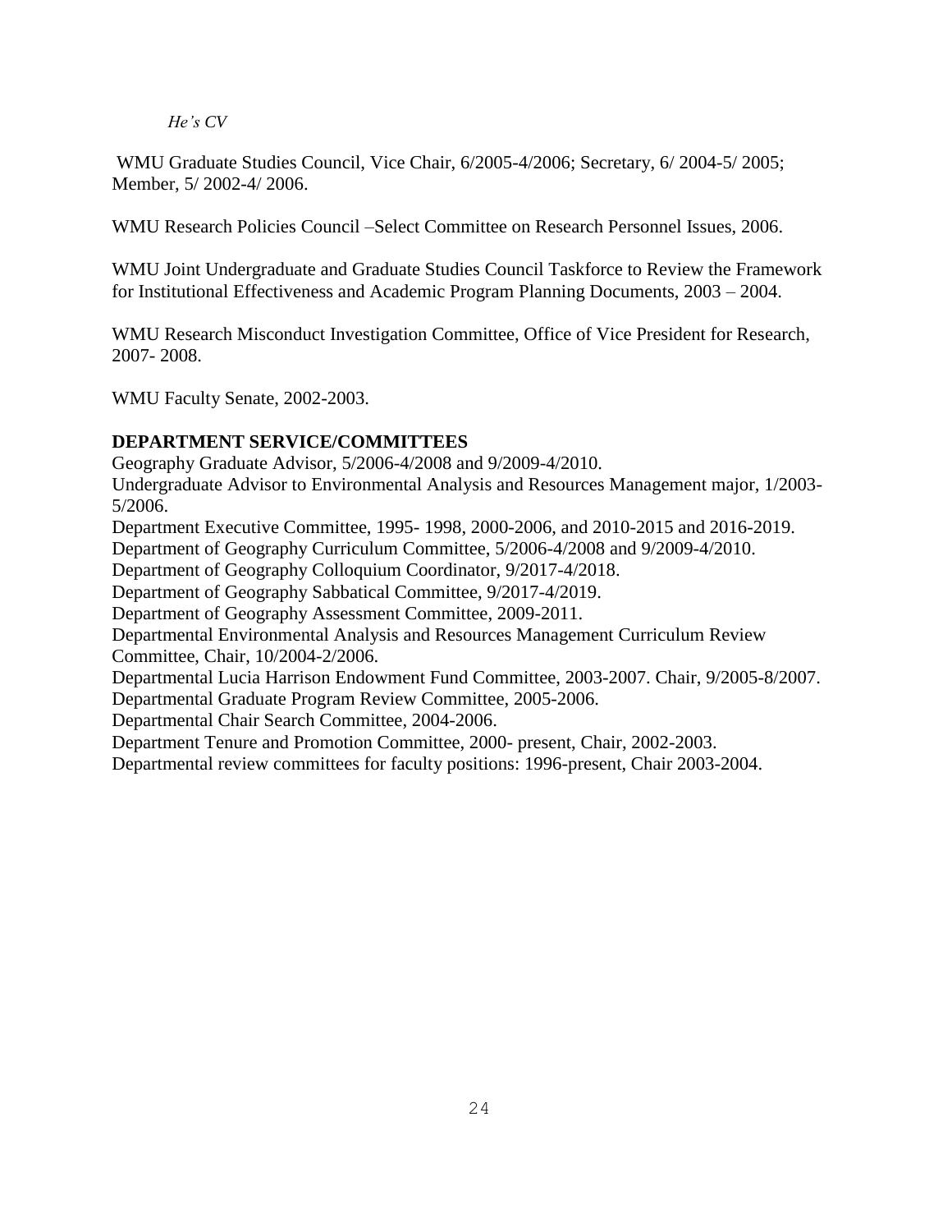*He's CV*

WMU Graduate Studies Council, Vice Chair, 6/2005-4/2006; Secretary, 6/ 2004-5/ 2005; Member, 5/ 2002-4/ 2006.

WMU Research Policies Council –Select Committee on Research Personnel Issues, 2006.

WMU Joint Undergraduate and Graduate Studies Council Taskforce to Review the Framework for Institutional Effectiveness and Academic Program Planning Documents, 2003 – 2004.

WMU Research Misconduct Investigation Committee, Office of Vice President for Research, 2007- 2008.

WMU Faculty Senate, 2002-2003.

**DEPARTMENT SERVICE/COMMITTEES**

Geography Graduate Advisor, 5/2006-4/2008 and 9/2009-4/2010.
Undergraduate Advisor to Environmental Analysis and Resources Management major, 1/2003-5/2006.
Department Executive Committee, 1995- 1998, 2000-2006, and 2010-2015 and 2016-2019.
Department of Geography Curriculum Committee, 5/2006-4/2008 and 9/2009-4/2010.
Department of Geography Colloquium Coordinator, 9/2017-4/2018.
Department of Geography Sabbatical Committee, 9/2017-4/2019.
Department of Geography Assessment Committee, 2009-2011.
Departmental Environmental Analysis and Resources Management Curriculum Review Committee, Chair, 10/2004-2/2006.
Departmental Lucia Harrison Endowment Fund Committee, 2003-2007. Chair, 9/2005-8/2007.
Departmental Graduate Program Review Committee, 2005-2006.
Departmental Chair Search Committee, 2004-2006.
Department Tenure and Promotion Committee, 2000- present, Chair, 2002-2003.
Departmental review committees for faculty positions: 1996-present, Chair 2003-2004.